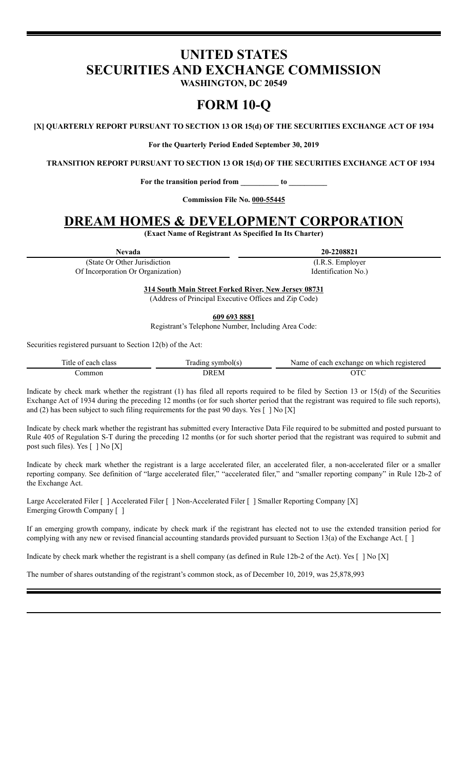# UNITED STATES SECURITIES AND EXCHANGE COMMISSION

**WASHINGTON, DC 20549**

# FORM 10-Q

**[X] QUARTERLY REPORT PURSUANT TO SECTION 13 OR 15(d) OF THE SECURITIES EXCHANGE ACT OF 1934**

**For the Quarterly Period Ended September 30, 2019**

**TRANSITION REPORT PURSUANT TO SECTION 13 OR 15(d) OF THE SECURITIES EXCHANGE ACT OF 1934**

**For the transition period from __________ to __________**

**Commission File No. 000-55445**

# DREAM HOMES & DEVELOPMENT CORPORATION

**(Exact Name of Registrant As Specified In Its Charter)**

| **Nevada** | **20-2208821** |
|---|---|
| (State Or Other Jurisdiction Of Incorporation Or Organization) | (I.R.S. Employer Identification No.) |

**314 South Main Street Forked River, New Jersey 08731**

(Address of Principal Executive Offices and Zip Code)

**609 693 8881**

Registrant's Telephone Number, Including Area Code:

Securities registered pursuant to Section 12(b) of the Act:

| Title of each class | Trading symbol(s) | Name of each exchange on which registered |
|---|---|---|
| Common | DREM | OTC |

Indicate by check mark whether the registrant (1) has filed all reports required to be filed by Section 13 or 15(d) of the Securities Exchange Act of 1934 during the preceding 12 months (or for such shorter period that the registrant was required to file such reports), and (2) has been subject to such filing requirements for the past 90 days. Yes [ ] No [X]

Indicate by check mark whether the registrant has submitted every Interactive Data File required to be submitted and posted pursuant to Rule 405 of Regulation S-T during the preceding 12 months (or for such shorter period that the registrant was required to submit and post such files). Yes [ ] No [X]

Indicate by check mark whether the registrant is a large accelerated filer, an accelerated filer, a non-accelerated filer or a smaller reporting company. See definition of "large accelerated filer," "accelerated filer," and "smaller reporting company" in Rule 12b-2 of the Exchange Act.

Large Accelerated Filer [ ] Accelerated Filer [ ] Non-Accelerated Filer [ ] Smaller Reporting Company [X]
Emerging Growth Company [ ]

If an emerging growth company, indicate by check mark if the registrant has elected not to use the extended transition period for complying with any new or revised financial accounting standards provided pursuant to Section 13(a) of the Exchange Act. [ ]

Indicate by check mark whether the registrant is a shell company (as defined in Rule 12b-2 of the Act). Yes [ ] No [X]

The number of shares outstanding of the registrant's common stock, as of December 10, 2019, was 25,878,993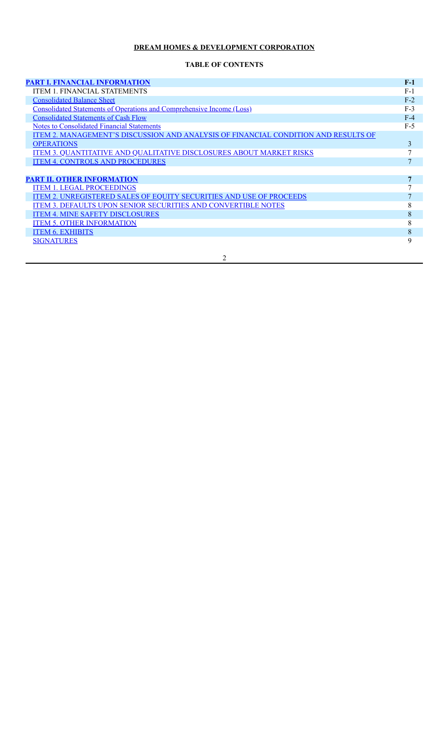**DREAM HOMES & DEVELOPMENT CORPORATION**

**TABLE OF CONTENTS**

| | |
|---|---|
| **PART I. FINANCIAL INFORMATION** | **F-1** |
| ITEM 1. FINANCIAL STATEMENTS | F-1 |
| Consolidated Balance Sheet | F-2 |
| Consolidated Statements of Operations and Comprehensive Income (Loss) | F-3 |
| Consolidated Statements of Cash Flow | F-4 |
| Notes to Consolidated Financial Statements | F-5 |
| ITEM 2. MANAGEMENT'S DISCUSSION AND ANALYSIS OF FINANCIAL CONDITION AND RESULTS OF OPERATIONS | 3 |
| ITEM 3. QUANTITATIVE AND QUALITATIVE DISCLOSURES ABOUT MARKET RISKS | 7 |
| ITEM 4. CONTROLS AND PROCEDURES | 7 |
| | |
| **PART II. OTHER INFORMATION** | **7** |
| ITEM 1. LEGAL PROCEEDINGS | 7 |
| ITEM 2. UNREGISTERED SALES OF EQUITY SECURITIES AND USE OF PROCEEDS | 7 |
| ITEM 3. DEFAULTS UPON SENIOR SECURITIES AND CONVERTIBLE NOTES | 8 |
| ITEM 4. MINE SAFETY DISCLOSURES | 8 |
| ITEM 5. OTHER INFORMATION | 8 |
| ITEM 6. EXHIBITS | 8 |
| SIGNATURES | 9 |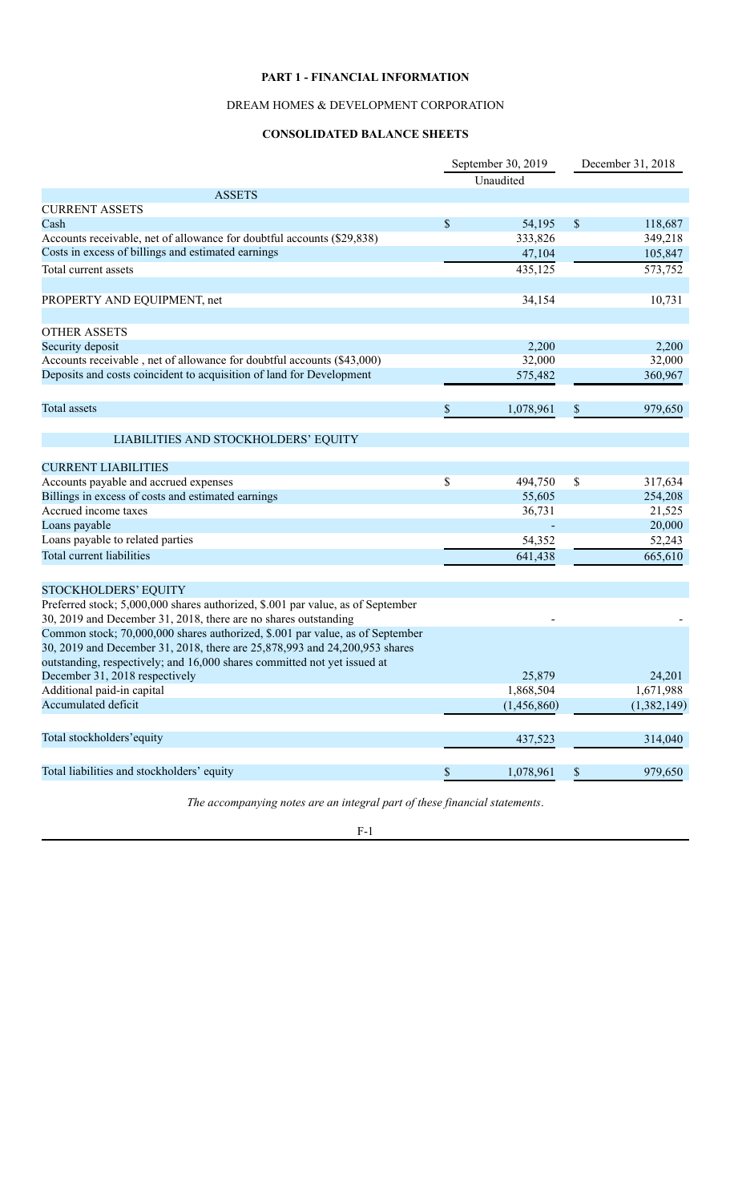# PART 1 - FINANCIAL INFORMATION

## DREAM HOMES & DEVELOPMENT CORPORATION

### CONSOLIDATED BALANCE SHEETS

| | September 30, 2019 | December 31, 2018 |
|---|---|---|
| | Unaudited | |
| **ASSETS** | | |
| CURRENT ASSETS | | |
| Cash | $ 54,195 | $ 118,687 |
| Accounts receivable, net of allowance for doubtful accounts ($29,838) | 333,826 | 349,218 |
| Costs in excess of billings and estimated earnings | 47,104 | 105,847 |
| Total current assets | 435,125 | 573,752 |
| | | |
| PROPERTY AND EQUIPMENT, net | 34,154 | 10,731 |
| | | |
| OTHER ASSETS | | |
| Security deposit | 2,200 | 2,200 |
| Accounts receivable , net of allowance for doubtful accounts ($43,000) | 32,000 | 32,000 |
| Deposits and costs coincident to acquisition of land for Development | 575,482 | 360,967 |
| | | |
| Total assets | $ 1,078,961 | $ 979,650 |
| | | |
| **LIABILITIES AND STOCKHOLDERS' EQUITY** | | |
| | | |
| CURRENT LIABILITIES | | |
| Accounts payable and accrued expenses | $ 494,750 | $ 317,634 |
| Billings in excess of costs and estimated earnings | 55,605 | 254,208 |
| Accrued income taxes | 36,731 | 21,525 |
| Loans payable | - | 20,000 |
| Loans payable to related parties | 54,352 | 52,243 |
| Total current liabilities | 641,438 | 665,610 |
| | | |
| STOCKHOLDERS' EQUITY | | |
| Preferred stock; 5,000,000 shares authorized, $.001 par value, as of September 30, 2019 and December 31, 2018, there are no shares outstanding | - | - |
| Common stock; 70,000,000 shares authorized, $.001 par value, as of September 30, 2019 and December 31, 2018, there are 25,878,993 and 24,200,953 shares outstanding, respectively; and 16,000 shares committed not yet issued at December 31, 2018 respectively | 25,879 | 24,201 |
| Additional paid-in capital | 1,868,504 | 1,671,988 |
| Accumulated deficit | (1,456,860) | (1,382,149) |
| | | |
| Total stockholders'equity | 437,523 | 314,040 |
| | | |
| Total liabilities and stockholders' equity | $ 1,078,961 | $ 979,650 |

*The accompanying notes are an integral part of these financial statements.*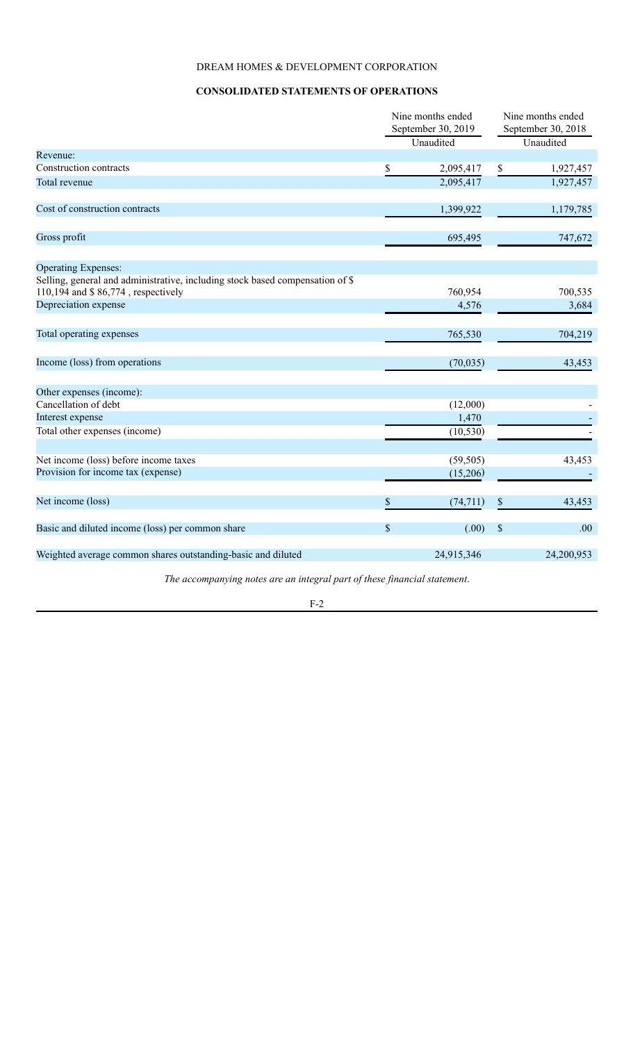DREAM HOMES & DEVELOPMENT CORPORATION

**CONSOLIDATED STATEMENTS OF OPERATIONS**

| | Nine months ended September 30, 2019 | Nine months ended September 30, 2018 |
|---|---|---|
| | Unaudited | Unaudited |
| Revenue: | | |
| Construction contracts | $ 2,095,417 | $ 1,927,457 |
| Total revenue | 2,095,417 | 1,927,457 |
| | | |
| Cost of construction contracts | 1,399,922 | 1,179,785 |
| | | |
| Gross profit | 695,495 | 747,672 |
| | | |
| Operating Expenses: | | |
| Selling, general and administrative, including stock based compensation of $ 110,194 and $ 86,774 , respectively | 760,954 | 700,535 |
| Depreciation expense | 4,576 | 3,684 |
| | | |
| Total operating expenses | 765,530 | 704,219 |
| | | |
| Income (loss) from operations | (70,035) | 43,453 |
| | | |
| Other expenses (income): | | |
| Cancellation of debt | (12,000) | - |
| Interest expense | 1,470 | - |
| Total other expenses (income) | (10,530) | - |
| | | |
| Net income (loss) before income taxes | (59,505) | 43,453 |
| Provision for income tax (expense) | (15,206) | - |
| | | |
| Net income (loss) | $ (74,711) | $ 43,453 |
| | | |
| Basic and diluted income (loss) per common share | $ (.00) | $ .00 |
| | | |
| Weighted average common shares outstanding-basic and diluted | 24,915,346 | 24,200,953 |

*The accompanying notes are an integral part of these financial statement.*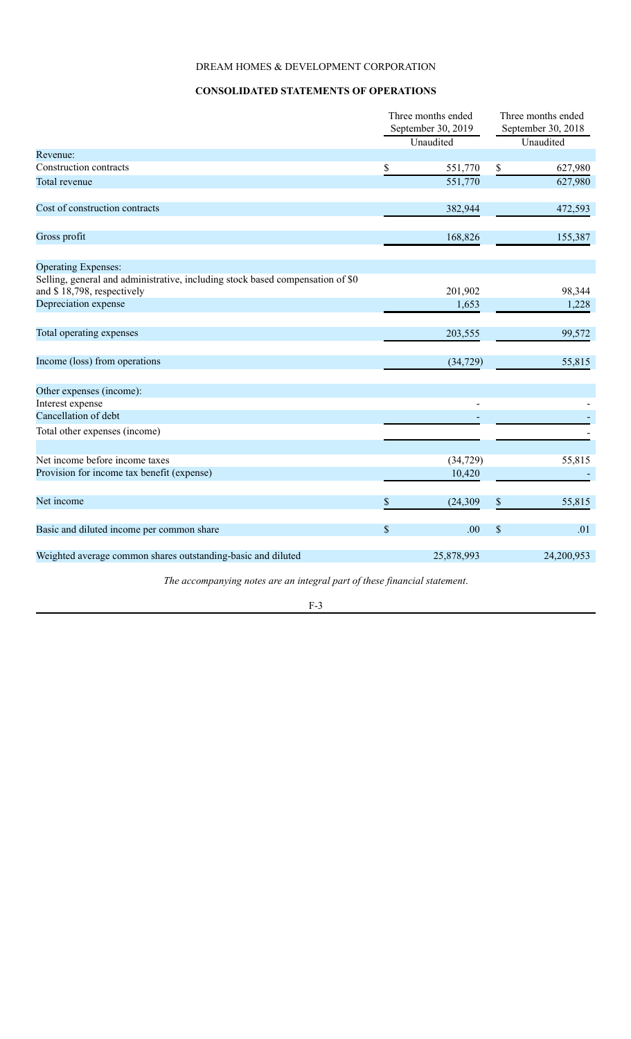DREAM HOMES & DEVELOPMENT CORPORATION

**CONSOLIDATED STATEMENTS OF OPERATIONS**

| | Three months ended September 30, 2019 | Three months ended September 30, 2018 |
|---|---|---|
| | Unaudited | Unaudited |
| Revenue: | | |
| Construction contracts | $ 551,770 | $ 627,980 |
| Total revenue | 551,770 | 627,980 |
| | | |
| Cost of construction contracts | 382,944 | 472,593 |
| | | |
| Gross profit | 168,826 | 155,387 |
| | | |
| Operating Expenses: | | |
| Selling, general and administrative, including stock based compensation of $0 and $ 18,798, respectively | 201,902 | 98,344 |
| Depreciation expense | 1,653 | 1,228 |
| | | |
| Total operating expenses | 203,555 | 99,572 |
| | | |
| Income (loss) from operations | (34,729) | 55,815 |
| | | |
| Other expenses (income): | | |
| Interest expense | - | - |
| Cancellation of debt | - | - |
| Total other expenses (income) | | - |
| | | |
| Net income before income taxes | (34,729) | 55,815 |
| Provision for income tax benefit (expense) | 10,420 | - |
| | | |
| Net income | $ (24,309 | $ 55,815 |
| | | |
| Basic and diluted income per common share | $ .00 | $ .01 |
| | | |
| Weighted average common shares outstanding-basic and diluted | 25,878,993 | 24,200,953 |

*The accompanying notes are an integral part of these financial statement.*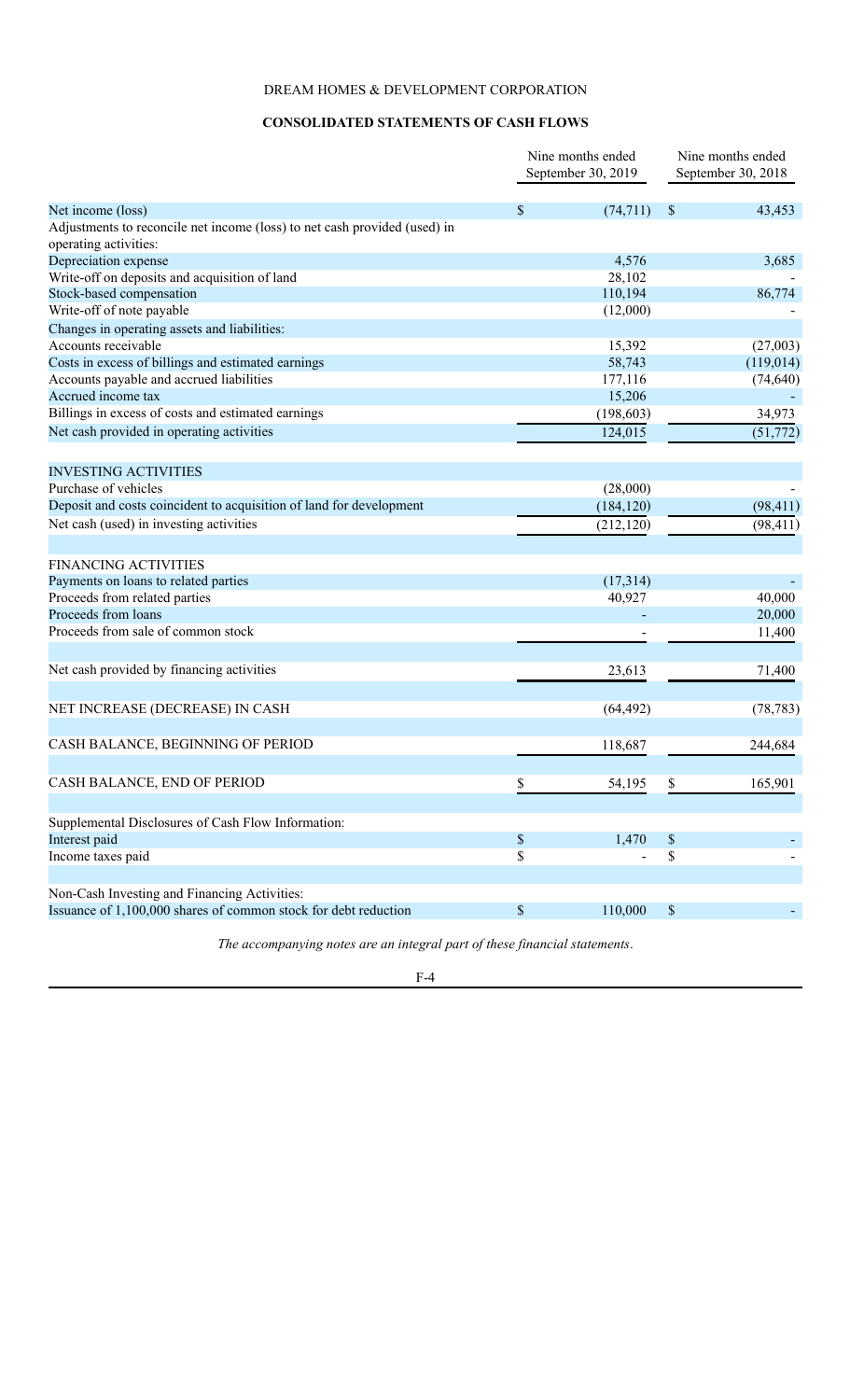DREAM HOMES & DEVELOPMENT CORPORATION

## CONSOLIDATED STATEMENTS OF CASH FLOWS

| | Nine months ended September 30, 2019 | Nine months ended September 30, 2018 |
|---|---|---|
| Net income (loss) | $ (74,711) | $ 43,453 |
| Adjustments to reconcile net income (loss) to net cash provided (used) in operating activities: | | |
| Depreciation expense | 4,576 | 3,685 |
| Write-off on deposits and acquisition of land | 28,102 | - |
| Stock-based compensation | 110,194 | 86,774 |
| Write-off of note payable | (12,000) | - |
| Changes in operating assets and liabilities: | | |
| Accounts receivable | 15,392 | (27,003) |
| Costs in excess of billings and estimated earnings | 58,743 | (119,014) |
| Accounts payable and accrued liabilities | 177,116 | (74,640) |
| Accrued income tax | 15,206 | - |
| Billings in excess of costs and estimated earnings | (198,603) | 34,973 |
| Net cash provided in operating activities | 124,015 | (51,772) |
| | | |
| INVESTING ACTIVITIES | | |
| Purchase of vehicles | (28,000) | - |
| Deposit and costs coincident to acquisition of land for development | (184,120) | (98,411) |
| Net cash (used) in investing activities | (212,120) | (98,411) |
| | | |
| FINANCING ACTIVITIES | | |
| Payments on loans to related parties | (17,314) | - |
| Proceeds from related parties | 40,927 | 40,000 |
| Proceeds from loans | - | 20,000 |
| Proceeds from sale of common stock | - | 11,400 |
| | | |
| Net cash provided by financing activities | 23,613 | 71,400 |
| | | |
| NET INCREASE (DECREASE) IN CASH | (64,492) | (78,783) |
| | | |
| CASH BALANCE, BEGINNING OF PERIOD | 118,687 | 244,684 |
| | | |
| CASH BALANCE, END OF PERIOD | $ 54,195 | $ 165,901 |
| | | |
| Supplemental Disclosures of Cash Flow Information: | | |
| Interest paid | $ 1,470 | $ - |
| Income taxes paid | $ - | $ - |
| | | |
| Non-Cash Investing and Financing Activities: | | |
| Issuance of 1,100,000 shares of common stock for debt reduction | $ 110,000 | $ - |

*The accompanying notes are an integral part of these financial statements.*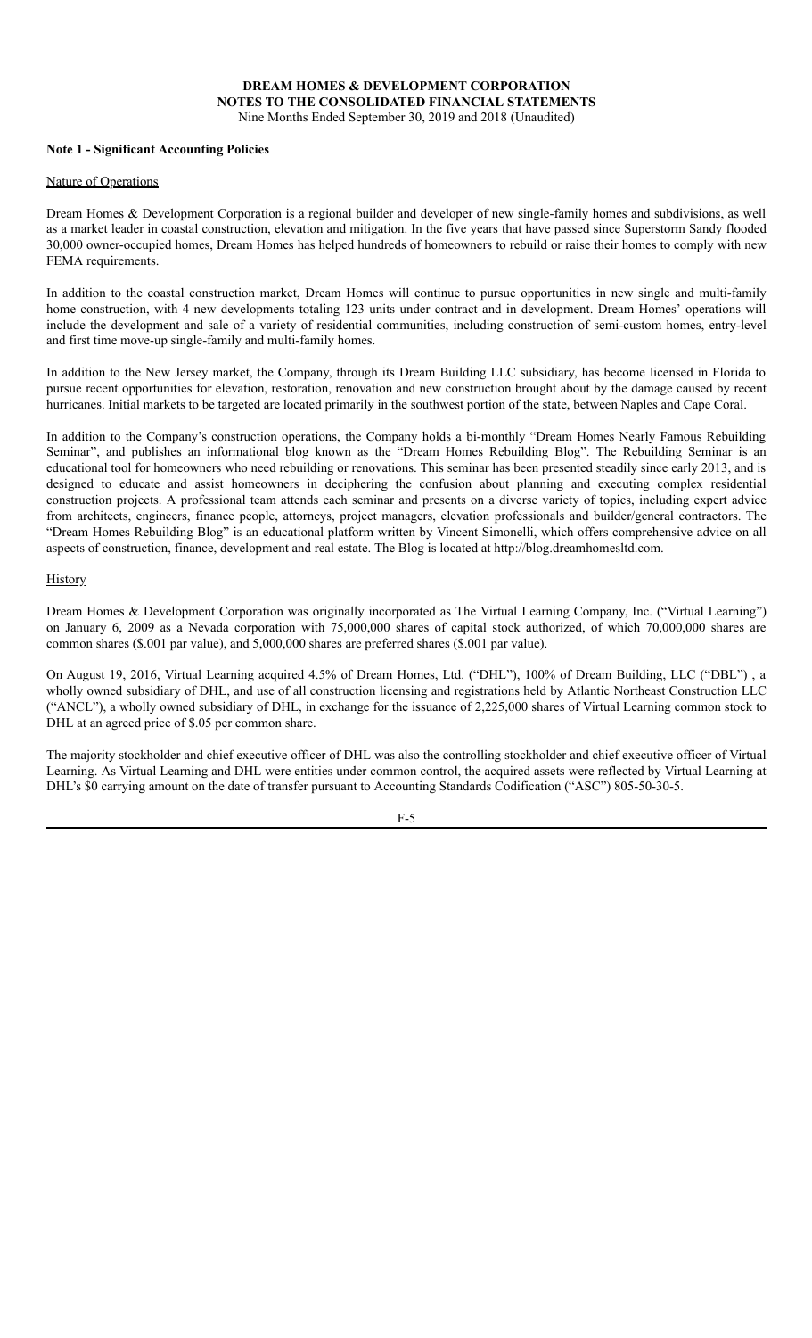**DREAM HOMES & DEVELOPMENT CORPORATION**
**NOTES TO THE CONSOLIDATED FINANCIAL STATEMENTS**
Nine Months Ended September 30, 2019 and 2018 (Unaudited)

**Note 1 - Significant Accounting Policies**

Nature of Operations

Dream Homes & Development Corporation is a regional builder and developer of new single-family homes and subdivisions, as well as a market leader in coastal construction, elevation and mitigation. In the five years that have passed since Superstorm Sandy flooded 30,000 owner-occupied homes, Dream Homes has helped hundreds of homeowners to rebuild or raise their homes to comply with new FEMA requirements.

In addition to the coastal construction market, Dream Homes will continue to pursue opportunities in new single and multi-family home construction, with 4 new developments totaling 123 units under contract and in development. Dream Homes' operations will include the development and sale of a variety of residential communities, including construction of semi-custom homes, entry-level and first time move-up single-family and multi-family homes.

In addition to the New Jersey market, the Company, through its Dream Building LLC subsidiary, has become licensed in Florida to pursue recent opportunities for elevation, restoration, renovation and new construction brought about by the damage caused by recent hurricanes. Initial markets to be targeted are located primarily in the southwest portion of the state, between Naples and Cape Coral.

In addition to the Company's construction operations, the Company holds a bi-monthly "Dream Homes Nearly Famous Rebuilding Seminar", and publishes an informational blog known as the "Dream Homes Rebuilding Blog". The Rebuilding Seminar is an educational tool for homeowners who need rebuilding or renovations. This seminar has been presented steadily since early 2013, and is designed to educate and assist homeowners in deciphering the confusion about planning and executing complex residential construction projects. A professional team attends each seminar and presents on a diverse variety of topics, including expert advice from architects, engineers, finance people, attorneys, project managers, elevation professionals and builder/general contractors. The "Dream Homes Rebuilding Blog" is an educational platform written by Vincent Simonelli, which offers comprehensive advice on all aspects of construction, finance, development and real estate. The Blog is located at http://blog.dreamhomesltd.com.

History

Dream Homes & Development Corporation was originally incorporated as The Virtual Learning Company, Inc. ("Virtual Learning") on January 6, 2009 as a Nevada corporation with 75,000,000 shares of capital stock authorized, of which 70,000,000 shares are common shares ($.001 par value), and 5,000,000 shares are preferred shares ($.001 par value).

On August 19, 2016, Virtual Learning acquired 4.5% of Dream Homes, Ltd. ("DHL"), 100% of Dream Building, LLC ("DBL") , a wholly owned subsidiary of DHL, and use of all construction licensing and registrations held by Atlantic Northeast Construction LLC ("ANCL"), a wholly owned subsidiary of DHL, in exchange for the issuance of 2,225,000 shares of Virtual Learning common stock to DHL at an agreed price of $.05 per common share.

The majority stockholder and chief executive officer of DHL was also the controlling stockholder and chief executive officer of Virtual Learning. As Virtual Learning and DHL were entities under common control, the acquired assets were reflected by Virtual Learning at DHL's $0 carrying amount on the date of transfer pursuant to Accounting Standards Codification ("ASC") 805-50-30-5.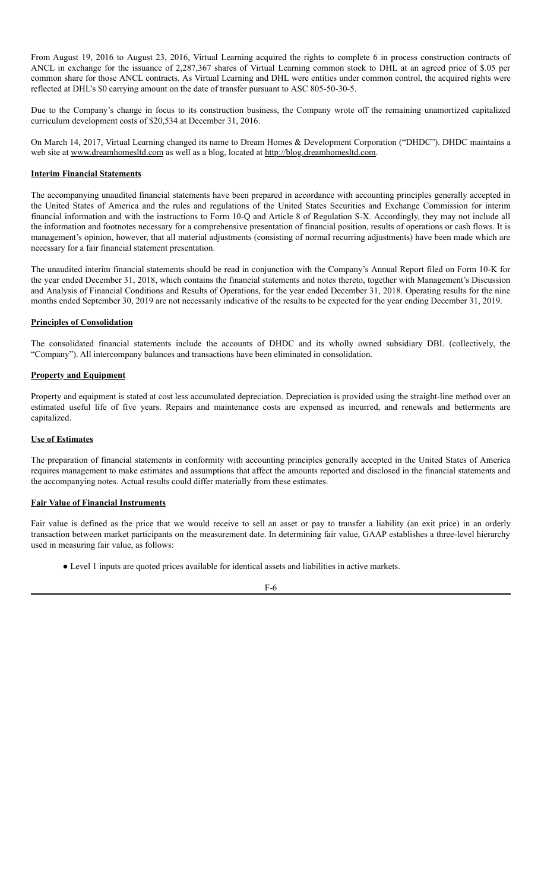From August 19, 2016 to August 23, 2016, Virtual Learning acquired the rights to complete 6 in process construction contracts of ANCL in exchange for the issuance of 2,287,367 shares of Virtual Learning common stock to DHL at an agreed price of $.05 per common share for those ANCL contracts. As Virtual Learning and DHL were entities under common control, the acquired rights were reflected at DHL's $0 carrying amount on the date of transfer pursuant to ASC 805-50-30-5.

Due to the Company's change in focus to its construction business, the Company wrote off the remaining unamortized capitalized curriculum development costs of $20,534 at December 31, 2016.

On March 14, 2017, Virtual Learning changed its name to Dream Homes & Development Corporation ("DHDC"). DHDC maintains a web site at www.dreamhomesltd.com as well as a blog, located at http://blog.dreamhomesltd.com.

**Interim Financial Statements**

The accompanying unaudited financial statements have been prepared in accordance with accounting principles generally accepted in the United States of America and the rules and regulations of the United States Securities and Exchange Commission for interim financial information and with the instructions to Form 10-Q and Article 8 of Regulation S-X. Accordingly, they may not include all the information and footnotes necessary for a comprehensive presentation of financial position, results of operations or cash flows. It is management's opinion, however, that all material adjustments (consisting of normal recurring adjustments) have been made which are necessary for a fair financial statement presentation.

The unaudited interim financial statements should be read in conjunction with the Company's Annual Report filed on Form 10-K for the year ended December 31, 2018, which contains the financial statements and notes thereto, together with Management's Discussion and Analysis of Financial Conditions and Results of Operations, for the year ended December 31, 2018. Operating results for the nine months ended September 30, 2019 are not necessarily indicative of the results to be expected for the year ending December 31, 2019.

**Principles of Consolidation**

The consolidated financial statements include the accounts of DHDC and its wholly owned subsidiary DBL (collectively, the "Company"). All intercompany balances and transactions have been eliminated in consolidation.

**Property and Equipment**

Property and equipment is stated at cost less accumulated depreciation. Depreciation is provided using the straight-line method over an estimated useful life of five years. Repairs and maintenance costs are expensed as incurred, and renewals and betterments are capitalized.

**Use of Estimates**

The preparation of financial statements in conformity with accounting principles generally accepted in the United States of America requires management to make estimates and assumptions that affect the amounts reported and disclosed in the financial statements and the accompanying notes. Actual results could differ materially from these estimates.

**Fair Value of Financial Instruments**

Fair value is defined as the price that we would receive to sell an asset or pay to transfer a liability (an exit price) in an orderly transaction between market participants on the measurement date. In determining fair value, GAAP establishes a three-level hierarchy used in measuring fair value, as follows:

- Level 1 inputs are quoted prices available for identical assets and liabilities in active markets.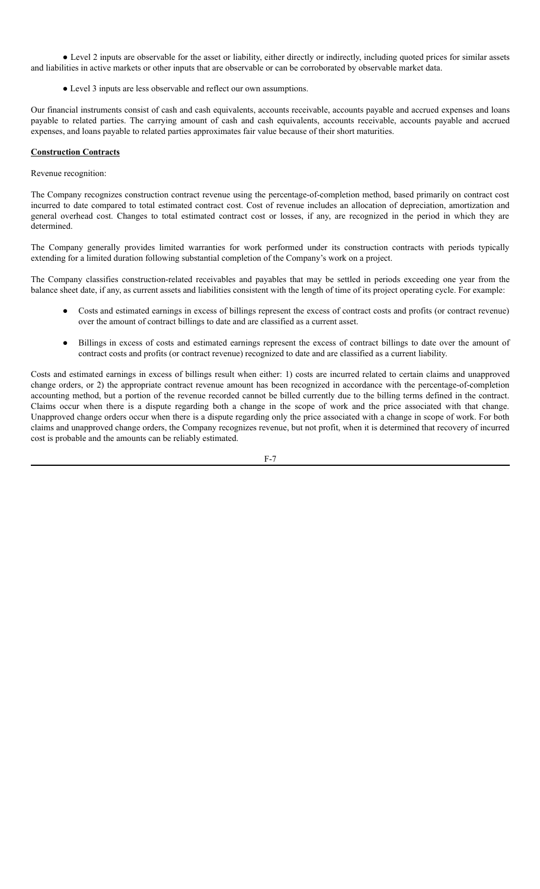- Level 2 inputs are observable for the asset or liability, either directly or indirectly, including quoted prices for similar assets and liabilities in active markets or other inputs that are observable or can be corroborated by observable market data.

- Level 3 inputs are less observable and reflect our own assumptions.

Our financial instruments consist of cash and cash equivalents, accounts receivable, accounts payable and accrued expenses and loans payable to related parties. The carrying amount of cash and cash equivalents, accounts receivable, accounts payable and accrued expenses, and loans payable to related parties approximates fair value because of their short maturities.

**Construction Contracts**

Revenue recognition:

The Company recognizes construction contract revenue using the percentage-of-completion method, based primarily on contract cost incurred to date compared to total estimated contract cost. Cost of revenue includes an allocation of depreciation, amortization and general overhead cost. Changes to total estimated contract cost or losses, if any, are recognized in the period in which they are determined.

The Company generally provides limited warranties for work performed under its construction contracts with periods typically extending for a limited duration following substantial completion of the Company's work on a project.

The Company classifies construction-related receivables and payables that may be settled in periods exceeding one year from the balance sheet date, if any, as current assets and liabilities consistent with the length of time of its project operating cycle. For example:

- Costs and estimated earnings in excess of billings represent the excess of contract costs and profits (or contract revenue) over the amount of contract billings to date and are classified as a current asset.

- Billings in excess of costs and estimated earnings represent the excess of contract billings to date over the amount of contract costs and profits (or contract revenue) recognized to date and are classified as a current liability.

Costs and estimated earnings in excess of billings result when either: 1) costs are incurred related to certain claims and unapproved change orders, or 2) the appropriate contract revenue amount has been recognized in accordance with the percentage-of-completion accounting method, but a portion of the revenue recorded cannot be billed currently due to the billing terms defined in the contract. Claims occur when there is a dispute regarding both a change in the scope of work and the price associated with that change. Unapproved change orders occur when there is a dispute regarding only the price associated with a change in scope of work. For both claims and unapproved change orders, the Company recognizes revenue, but not profit, when it is determined that recovery of incurred cost is probable and the amounts can be reliably estimated.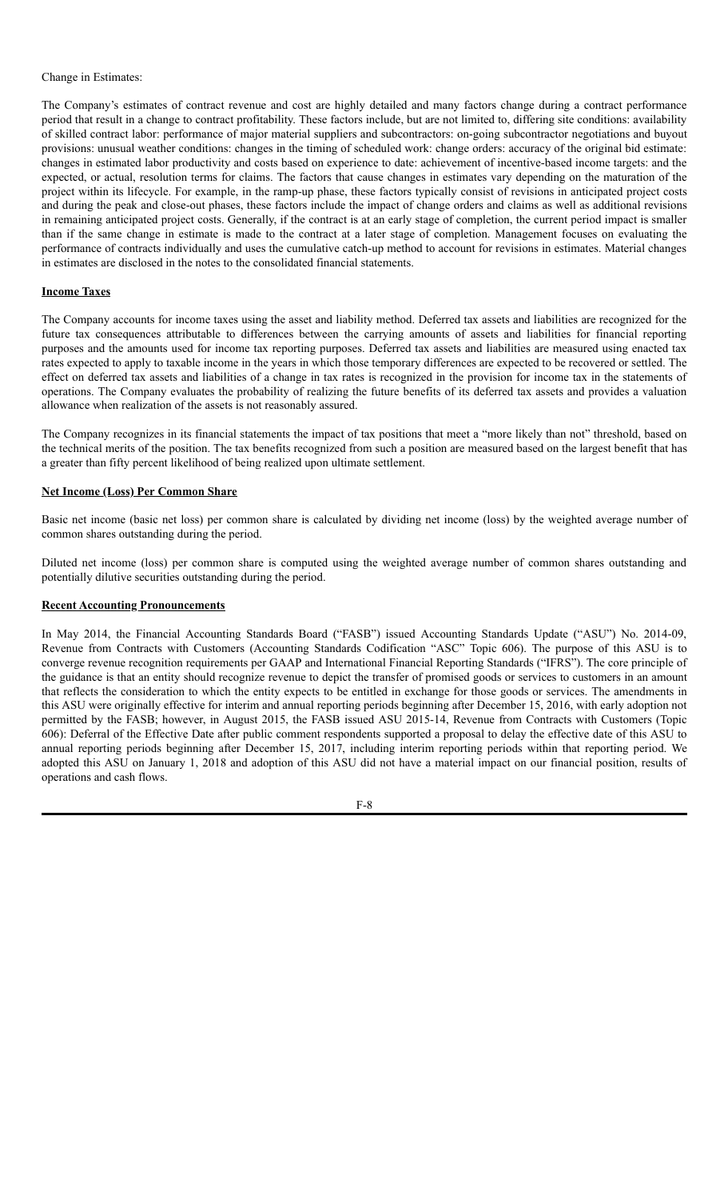Change in Estimates:

The Company's estimates of contract revenue and cost are highly detailed and many factors change during a contract performance period that result in a change to contract profitability. These factors include, but are not limited to, differing site conditions: availability of skilled contract labor: performance of major material suppliers and subcontractors: on-going subcontractor negotiations and buyout provisions: unusual weather conditions: changes in the timing of scheduled work: change orders: accuracy of the original bid estimate: changes in estimated labor productivity and costs based on experience to date: achievement of incentive-based income targets: and the expected, or actual, resolution terms for claims. The factors that cause changes in estimates vary depending on the maturation of the project within its lifecycle. For example, in the ramp-up phase, these factors typically consist of revisions in anticipated project costs and during the peak and close-out phases, these factors include the impact of change orders and claims as well as additional revisions in remaining anticipated project costs. Generally, if the contract is at an early stage of completion, the current period impact is smaller than if the same change in estimate is made to the contract at a later stage of completion. Management focuses on evaluating the performance of contracts individually and uses the cumulative catch-up method to account for revisions in estimates. Material changes in estimates are disclosed in the notes to the consolidated financial statements.

**Income Taxes**

The Company accounts for income taxes using the asset and liability method. Deferred tax assets and liabilities are recognized for the future tax consequences attributable to differences between the carrying amounts of assets and liabilities for financial reporting purposes and the amounts used for income tax reporting purposes. Deferred tax assets and liabilities are measured using enacted tax rates expected to apply to taxable income in the years in which those temporary differences are expected to be recovered or settled. The effect on deferred tax assets and liabilities of a change in tax rates is recognized in the provision for income tax in the statements of operations. The Company evaluates the probability of realizing the future benefits of its deferred tax assets and provides a valuation allowance when realization of the assets is not reasonably assured.

The Company recognizes in its financial statements the impact of tax positions that meet a "more likely than not" threshold, based on the technical merits of the position. The tax benefits recognized from such a position are measured based on the largest benefit that has a greater than fifty percent likelihood of being realized upon ultimate settlement.

**Net Income (Loss) Per Common Share**

Basic net income (basic net loss) per common share is calculated by dividing net income (loss) by the weighted average number of common shares outstanding during the period.

Diluted net income (loss) per common share is computed using the weighted average number of common shares outstanding and potentially dilutive securities outstanding during the period.

**Recent Accounting Pronouncements**

In May 2014, the Financial Accounting Standards Board ("FASB") issued Accounting Standards Update ("ASU") No. 2014-09, Revenue from Contracts with Customers (Accounting Standards Codification "ASC" Topic 606). The purpose of this ASU is to converge revenue recognition requirements per GAAP and International Financial Reporting Standards ("IFRS"). The core principle of the guidance is that an entity should recognize revenue to depict the transfer of promised goods or services to customers in an amount that reflects the consideration to which the entity expects to be entitled in exchange for those goods or services. The amendments in this ASU were originally effective for interim and annual reporting periods beginning after December 15, 2016, with early adoption not permitted by the FASB; however, in August 2015, the FASB issued ASU 2015-14, Revenue from Contracts with Customers (Topic 606): Deferral of the Effective Date after public comment respondents supported a proposal to delay the effective date of this ASU to annual reporting periods beginning after December 15, 2017, including interim reporting periods within that reporting period. We adopted this ASU on January 1, 2018 and adoption of this ASU did not have a material impact on our financial position, results of operations and cash flows.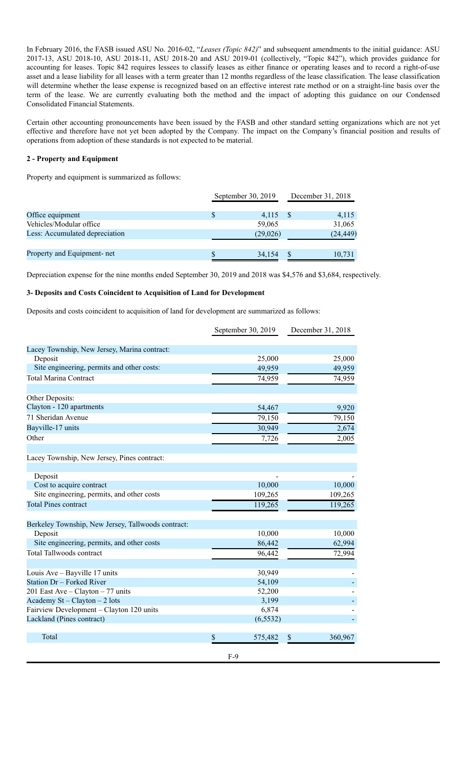In February 2016, the FASB issued ASU No. 2016-02, "*Leases (Topic 842)*" and subsequent amendments to the initial guidance: ASU 2017-13, ASU 2018-10, ASU 2018-11, ASU 2018-20 and ASU 2019-01 (collectively, "Topic 842"), which provides guidance for accounting for leases. Topic 842 requires lessees to classify leases as either finance or operating leases and to record a right-of-use asset and a lease liability for all leases with a term greater than 12 months regardless of the lease classification. The lease classification will determine whether the lease expense is recognized based on an effective interest rate method or on a straight-line basis over the term of the lease. We are currently evaluating both the method and the impact of adopting this guidance on our Condensed Consolidated Financial Statements.

Certain other accounting pronouncements have been issued by the FASB and other standard setting organizations which are not yet effective and therefore have not yet been adopted by the Company. The impact on the Company's financial position and results of operations from adoption of these standards is not expected to be material.

**2 - Property and Equipment**

Property and equipment is summarized as follows:

| | September 30, 2019 | December 31, 2018 |
|---|---|---|
| Office equipment | $ 4,115 | $ 4,115 |
| Vehicles/Modular office | 59,065 | 31,065 |
| Less: Accumulated depreciation | (29,026) | (24,449) |
| Property and Equipment- net | $ 34,154 | $ 10,731 |

Depreciation expense for the nine months ended September 30, 2019 and 2018 was $4,576 and $3,684, respectively.

**3- Deposits and Costs Coincident to Acquisition of Land for Development**

Deposits and costs coincident to acquisition of land for development are summarized as follows:

| | September 30, 2019 | December 31, 2018 |
|---|---|---|
| Lacey Township, New Jersey, Marina contract: | | |
| Deposit | 25,000 | 25,000 |
| Site engineering, permits and other costs: | 49,959 | 49,959 |
| Total Marina Contract | 74,959 | 74,959 |
| Other Deposits: | | |
| Clayton - 120 apartments | 54,467 | 9,920 |
| 71 Sheridan Avenue | 79,150 | 79,150 |
| Bayville-17 units | 30,949 | 2,674 |
| Other | 7,726 | 2,005 |
| Lacey Township, New Jersey, Pines contract: | | |
| Deposit | - | - |
| Cost to acquire contract | 10,000 | 10,000 |
| Site engineering, permits, and other costs | 109,265 | 109,265 |
| Total Pines contract | 119,265 | 119,265 |
| Berkeley Township, New Jersey, Tallwoods contract: | | |
| Deposit | 10,000 | 10,000 |
| Site engineering, permits, and other costs | 86,442 | 62,994 |
| Total Tallwoods contract | 96,442 | 72,994 |
| Louis Ave – Bayville 17 units | 30,949 | - |
| Station Dr – Forked River | 54,109 | - |
| 201 East Ave – Clayton – 77 units | 52,200 | - |
| Academy St – Clayton – 2 lots | 3,199 | - |
| Fairview Development – Clayton 120 units | 6,874 | - |
| Lackland (Pines contract) | (6,5532) | - |
| Total | $ 575,482 | $ 360,967 |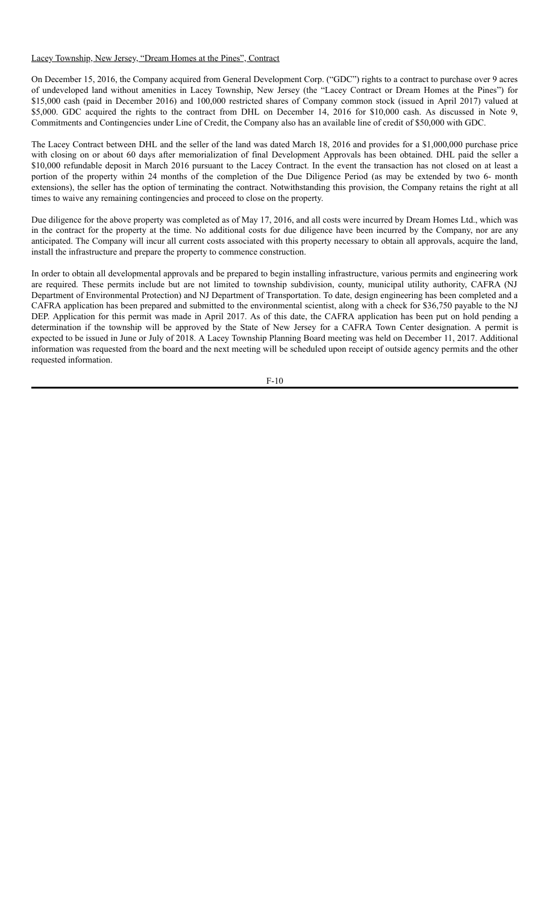Lacey Township, New Jersey, "Dream Homes at the Pines", Contract

On December 15, 2016, the Company acquired from General Development Corp. ("GDC") rights to a contract to purchase over 9 acres of undeveloped land without amenities in Lacey Township, New Jersey (the "Lacey Contract or Dream Homes at the Pines") for $15,000 cash (paid in December 2016) and 100,000 restricted shares of Company common stock (issued in April 2017) valued at $5,000. GDC acquired the rights to the contract from DHL on December 14, 2016 for $10,000 cash. As discussed in Note 9, Commitments and Contingencies under Line of Credit, the Company also has an available line of credit of $50,000 with GDC.

The Lacey Contract between DHL and the seller of the land was dated March 18, 2016 and provides for a $1,000,000 purchase price with closing on or about 60 days after memorialization of final Development Approvals has been obtained. DHL paid the seller a $10,000 refundable deposit in March 2016 pursuant to the Lacey Contract. In the event the transaction has not closed on at least a portion of the property within 24 months of the completion of the Due Diligence Period (as may be extended by two 6- month extensions), the seller has the option of terminating the contract. Notwithstanding this provision, the Company retains the right at all times to waive any remaining contingencies and proceed to close on the property.

Due diligence for the above property was completed as of May 17, 2016, and all costs were incurred by Dream Homes Ltd., which was in the contract for the property at the time. No additional costs for due diligence have been incurred by the Company, nor are any anticipated. The Company will incur all current costs associated with this property necessary to obtain all approvals, acquire the land, install the infrastructure and prepare the property to commence construction.

In order to obtain all developmental approvals and be prepared to begin installing infrastructure, various permits and engineering work are required. These permits include but are not limited to township subdivision, county, municipal utility authority, CAFRA (NJ Department of Environmental Protection) and NJ Department of Transportation. To date, design engineering has been completed and a CAFRA application has been prepared and submitted to the environmental scientist, along with a check for $36,750 payable to the NJ DEP. Application for this permit was made in April 2017. As of this date, the CAFRA application has been put on hold pending a determination if the township will be approved by the State of New Jersey for a CAFRA Town Center designation. A permit is expected to be issued in June or July of 2018. A Lacey Township Planning Board meeting was held on December 11, 2017. Additional information was requested from the board and the next meeting will be scheduled upon receipt of outside agency permits and the other requested information.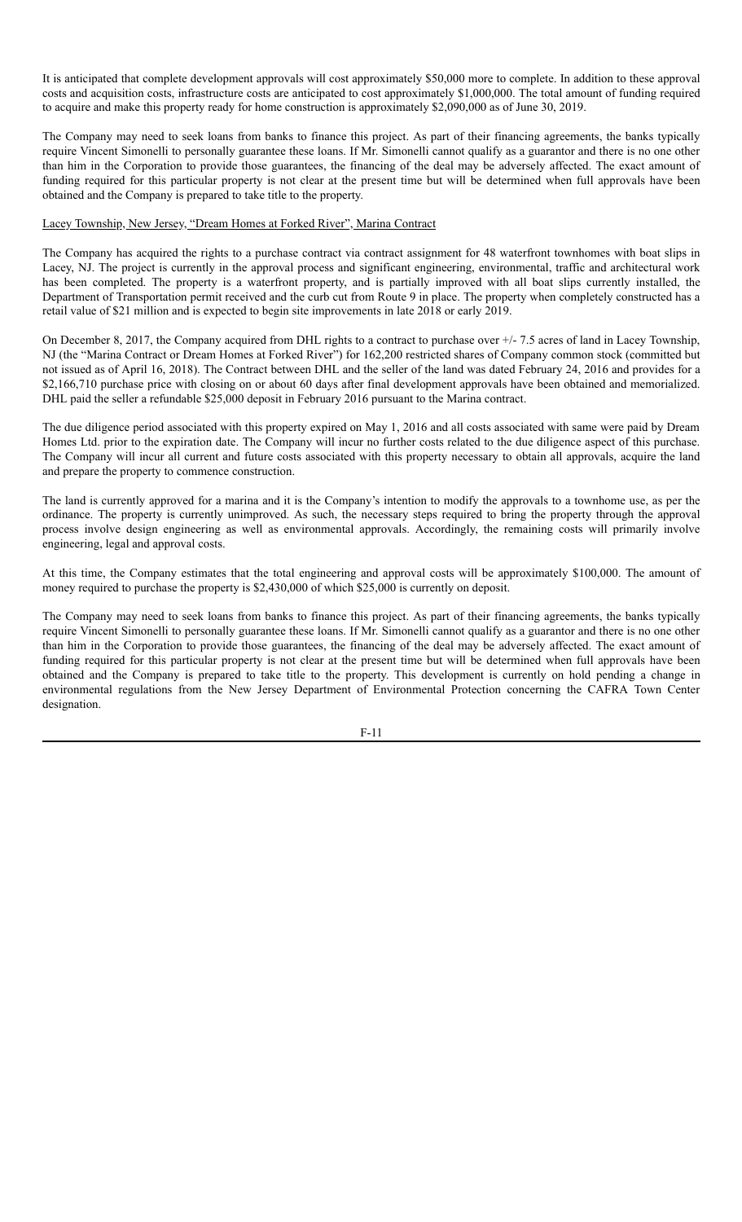It is anticipated that complete development approvals will cost approximately $50,000 more to complete. In addition to these approval costs and acquisition costs, infrastructure costs are anticipated to cost approximately $1,000,000. The total amount of funding required to acquire and make this property ready for home construction is approximately $2,090,000 as of June 30, 2019.

The Company may need to seek loans from banks to finance this project. As part of their financing agreements, the banks typically require Vincent Simonelli to personally guarantee these loans. If Mr. Simonelli cannot qualify as a guarantor and there is no one other than him in the Corporation to provide those guarantees, the financing of the deal may be adversely affected. The exact amount of funding required for this particular property is not clear at the present time but will be determined when full approvals have been obtained and the Company is prepared to take title to the property.

Lacey Township, New Jersey, "Dream Homes at Forked River", Marina Contract

The Company has acquired the rights to a purchase contract via contract assignment for 48 waterfront townhomes with boat slips in Lacey, NJ. The project is currently in the approval process and significant engineering, environmental, traffic and architectural work has been completed. The property is a waterfront property, and is partially improved with all boat slips currently installed, the Department of Transportation permit received and the curb cut from Route 9 in place. The property when completely constructed has a retail value of $21 million and is expected to begin site improvements in late 2018 or early 2019.

On December 8, 2017, the Company acquired from DHL rights to a contract to purchase over +/- 7.5 acres of land in Lacey Township, NJ (the "Marina Contract or Dream Homes at Forked River") for 162,200 restricted shares of Company common stock (committed but not issued as of April 16, 2018). The Contract between DHL and the seller of the land was dated February 24, 2016 and provides for a $2,166,710 purchase price with closing on or about 60 days after final development approvals have been obtained and memorialized. DHL paid the seller a refundable $25,000 deposit in February 2016 pursuant to the Marina contract.

The due diligence period associated with this property expired on May 1, 2016 and all costs associated with same were paid by Dream Homes Ltd. prior to the expiration date. The Company will incur no further costs related to the due diligence aspect of this purchase. The Company will incur all current and future costs associated with this property necessary to obtain all approvals, acquire the land and prepare the property to commence construction.

The land is currently approved for a marina and it is the Company's intention to modify the approvals to a townhome use, as per the ordinance. The property is currently unimproved. As such, the necessary steps required to bring the property through the approval process involve design engineering as well as environmental approvals. Accordingly, the remaining costs will primarily involve engineering, legal and approval costs.

At this time, the Company estimates that the total engineering and approval costs will be approximately $100,000. The amount of money required to purchase the property is $2,430,000 of which $25,000 is currently on deposit.

The Company may need to seek loans from banks to finance this project. As part of their financing agreements, the banks typically require Vincent Simonelli to personally guarantee these loans. If Mr. Simonelli cannot qualify as a guarantor and there is no one other than him in the Corporation to provide those guarantees, the financing of the deal may be adversely affected. The exact amount of funding required for this particular property is not clear at the present time but will be determined when full approvals have been obtained and the Company is prepared to take title to the property. This development is currently on hold pending a change in environmental regulations from the New Jersey Department of Environmental Protection concerning the CAFRA Town Center designation.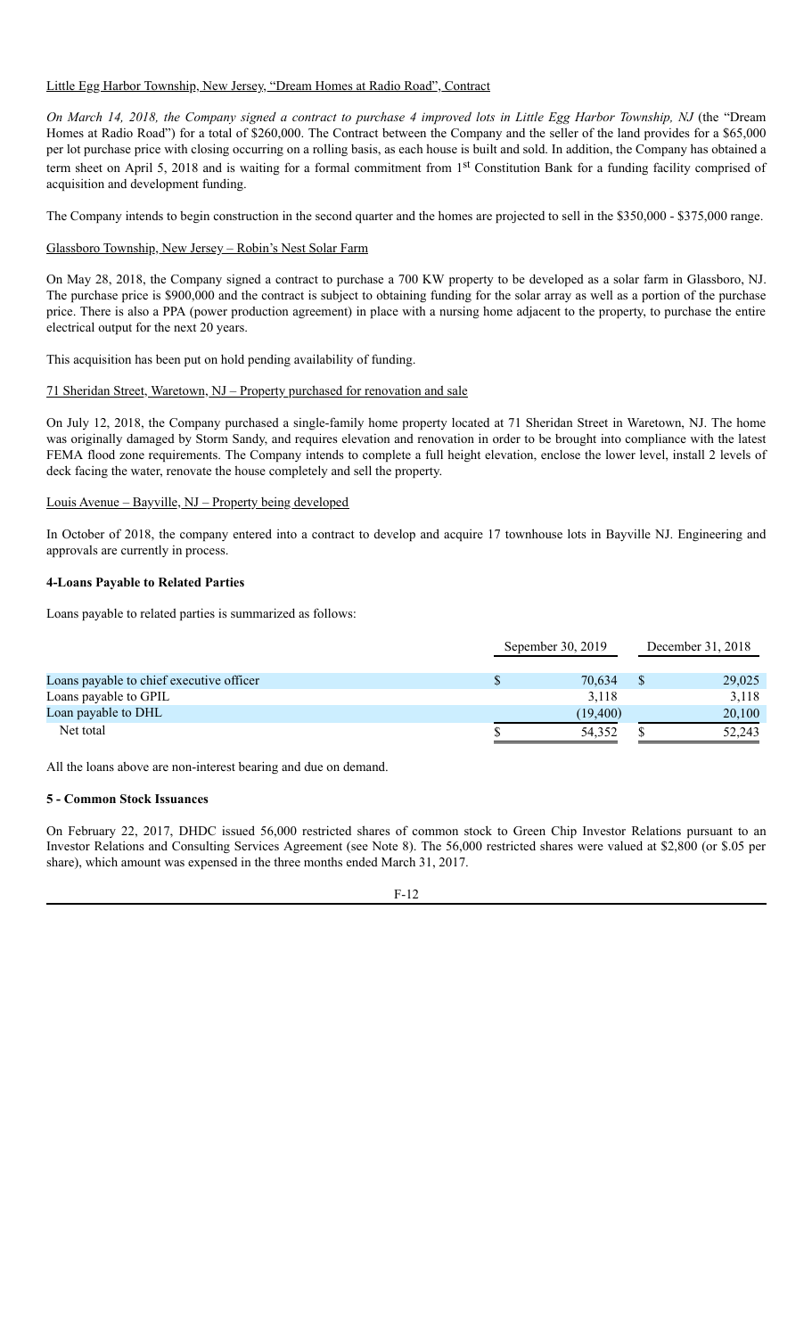Little Egg Harbor Township, New Jersey, "Dream Homes at Radio Road", Contract

*On March 14, 2018, the Company signed a contract to purchase 4 improved lots in Little Egg Harbor Township, NJ* (the "Dream Homes at Radio Road") for a total of $260,000. The Contract between the Company and the seller of the land provides for a $65,000 per lot purchase price with closing occurring on a rolling basis, as each house is built and sold. In addition, the Company has obtained a term sheet on April 5, 2018 and is waiting for a formal commitment from 1st Constitution Bank for a funding facility comprised of acquisition and development funding.

The Company intends to begin construction in the second quarter and the homes are projected to sell in the $350,000 - $375,000 range.

Glassboro Township, New Jersey – Robin's Nest Solar Farm

On May 28, 2018, the Company signed a contract to purchase a 700 KW property to be developed as a solar farm in Glassboro, NJ. The purchase price is $900,000 and the contract is subject to obtaining funding for the solar array as well as a portion of the purchase price. There is also a PPA (power production agreement) in place with a nursing home adjacent to the property, to purchase the entire electrical output for the next 20 years.

This acquisition has been put on hold pending availability of funding.

71 Sheridan Street, Waretown, NJ – Property purchased for renovation and sale

On July 12, 2018, the Company purchased a single-family home property located at 71 Sheridan Street in Waretown, NJ. The home was originally damaged by Storm Sandy, and requires elevation and renovation in order to be brought into compliance with the latest FEMA flood zone requirements. The Company intends to complete a full height elevation, enclose the lower level, install 2 levels of deck facing the water, renovate the house completely and sell the property.

Louis Avenue – Bayville, NJ – Property being developed

In October of 2018, the company entered into a contract to develop and acquire 17 townhouse lots in Bayville NJ. Engineering and approvals are currently in process.

**4-Loans Payable to Related Parties**

Loans payable to related parties is summarized as follows:

| | Sepember 30, 2019 | December 31, 2018 |
|---|---|---|
| Loans payable to chief executive officer | $ 70,634 | $ 29,025 |
| Loans payable to GPIL | 3,118 | 3,118 |
| Loan payable to DHL | (19,400) | 20,100 |
| Net total | $ 54,352 | $ 52,243 |

All the loans above are non-interest bearing and due on demand.

**5 - Common Stock Issuances**

On February 22, 2017, DHDC issued 56,000 restricted shares of common stock to Green Chip Investor Relations pursuant to an Investor Relations and Consulting Services Agreement (see Note 8). The 56,000 restricted shares were valued at $2,800 (or $.05 per share), which amount was expensed in the three months ended March 31, 2017.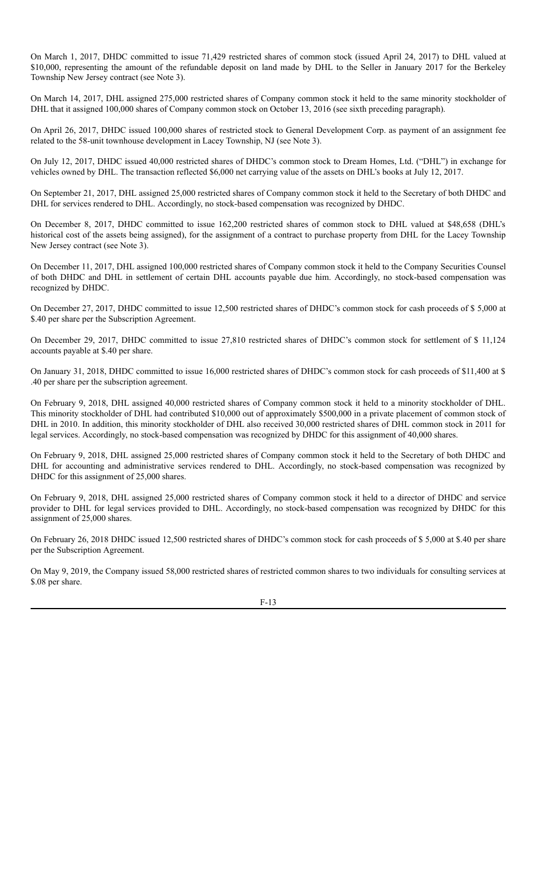On March 1, 2017, DHDC committed to issue 71,429 restricted shares of common stock (issued April 24, 2017) to DHL valued at $10,000, representing the amount of the refundable deposit on land made by DHL to the Seller in January 2017 for the Berkeley Township New Jersey contract (see Note 3).

On March 14, 2017, DHL assigned 275,000 restricted shares of Company common stock it held to the same minority stockholder of DHL that it assigned 100,000 shares of Company common stock on October 13, 2016 (see sixth preceding paragraph).

On April 26, 2017, DHDC issued 100,000 shares of restricted stock to General Development Corp. as payment of an assignment fee related to the 58-unit townhouse development in Lacey Township, NJ (see Note 3).

On July 12, 2017, DHDC issued 40,000 restricted shares of DHDC's common stock to Dream Homes, Ltd. ("DHL") in exchange for vehicles owned by DHL. The transaction reflected $6,000 net carrying value of the assets on DHL's books at July 12, 2017.

On September 21, 2017, DHL assigned 25,000 restricted shares of Company common stock it held to the Secretary of both DHDC and DHL for services rendered to DHL. Accordingly, no stock-based compensation was recognized by DHDC.

On December 8, 2017, DHDC committed to issue 162,200 restricted shares of common stock to DHL valued at $48,658 (DHL's historical cost of the assets being assigned), for the assignment of a contract to purchase property from DHL for the Lacey Township New Jersey contract (see Note 3).

On December 11, 2017, DHL assigned 100,000 restricted shares of Company common stock it held to the Company Securities Counsel of both DHDC and DHL in settlement of certain DHL accounts payable due him. Accordingly, no stock-based compensation was recognized by DHDC.

On December 27, 2017, DHDC committed to issue 12,500 restricted shares of DHDC's common stock for cash proceeds of $ 5,000 at $.40 per share per the Subscription Agreement.

On December 29, 2017, DHDC committed to issue 27,810 restricted shares of DHDC's common stock for settlement of $ 11,124 accounts payable at $.40 per share.

On January 31, 2018, DHDC committed to issue 16,000 restricted shares of DHDC's common stock for cash proceeds of $11,400 at $ .40 per share per the subscription agreement.

On February 9, 2018, DHL assigned 40,000 restricted shares of Company common stock it held to a minority stockholder of DHL. This minority stockholder of DHL had contributed $10,000 out of approximately $500,000 in a private placement of common stock of DHL in 2010. In addition, this minority stockholder of DHL also received 30,000 restricted shares of DHL common stock in 2011 for legal services. Accordingly, no stock-based compensation was recognized by DHDC for this assignment of 40,000 shares.

On February 9, 2018, DHL assigned 25,000 restricted shares of Company common stock it held to the Secretary of both DHDC and DHL for accounting and administrative services rendered to DHL. Accordingly, no stock-based compensation was recognized by DHDC for this assignment of 25,000 shares.

On February 9, 2018, DHL assigned 25,000 restricted shares of Company common stock it held to a director of DHDC and service provider to DHL for legal services provided to DHL. Accordingly, no stock-based compensation was recognized by DHDC for this assignment of 25,000 shares.

On February 26, 2018 DHDC issued 12,500 restricted shares of DHDC's common stock for cash proceeds of $ 5,000 at $.40 per share per the Subscription Agreement.

On May 9, 2019, the Company issued 58,000 restricted shares of restricted common shares to two individuals for consulting services at $.08 per share.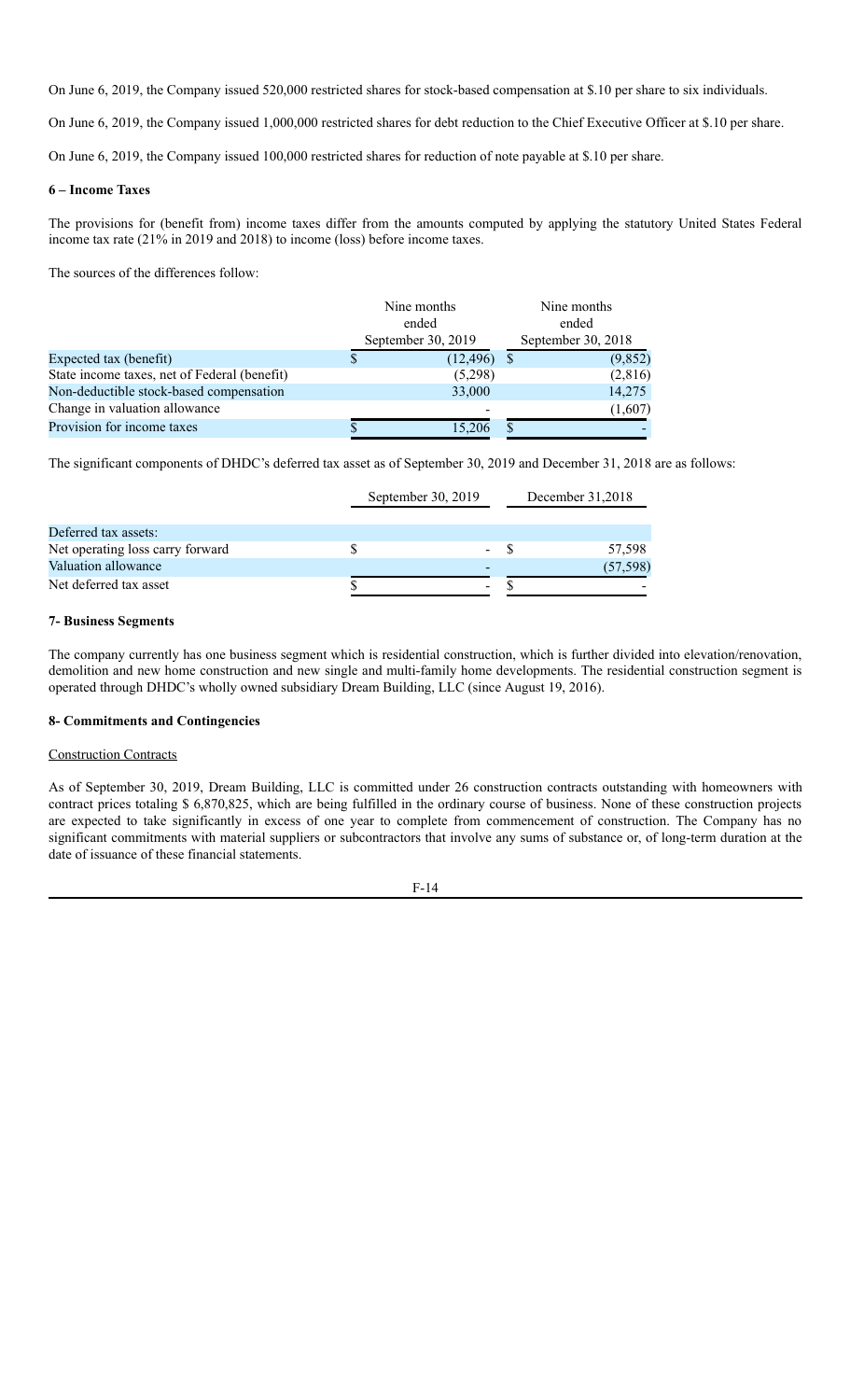On June 6, 2019, the Company issued 520,000 restricted shares for stock-based compensation at $.10 per share to six individuals.

On June 6, 2019, the Company issued 1,000,000 restricted shares for debt reduction to the Chief Executive Officer at $.10 per share.

On June 6, 2019, the Company issued 100,000 restricted shares for reduction of note payable at $.10 per share.

### 6 – Income Taxes

The provisions for (benefit from) income taxes differ from the amounts computed by applying the statutory United States Federal income tax rate (21% in 2019 and 2018) to income (loss) before income taxes.

The sources of the differences follow:

| | Nine months ended September 30, 2019 | Nine months ended September 30, 2018 |
|---|---|---|
| Expected tax (benefit) | $ (12,496) | $ (9,852) |
| State income taxes, net of Federal (benefit) | (5,298) | (2,816) |
| Non-deductible stock-based compensation | 33,000 | 14,275 |
| Change in valuation allowance | - | (1,607) |
| Provision for income taxes | $ 15,206 | $ - |

The significant components of DHDC's deferred tax asset as of September 30, 2019 and December 31, 2018 are as follows:

| | September 30, 2019 | December 31,2018 |
|---|---|---|
| Deferred tax assets: | | |
| Net operating loss carry forward | $ - | $ 57,598 |
| Valuation allowance | - | (57,598) |
| Net deferred tax asset | $ - | $ - |

### 7- Business Segments

The company currently has one business segment which is residential construction, which is further divided into elevation/renovation, demolition and new home construction and new single and multi-family home developments. The residential construction segment is operated through DHDC's wholly owned subsidiary Dream Building, LLC (since August 19, 2016).

### 8- Commitments and Contingencies

Construction Contracts

As of September 30, 2019, Dream Building, LLC is committed under 26 construction contracts outstanding with homeowners with contract prices totaling $ 6,870,825, which are being fulfilled in the ordinary course of business. None of these construction projects are expected to take significantly in excess of one year to complete from commencement of construction. The Company has no significant commitments with material suppliers or subcontractors that involve any sums of substance or, of long-term duration at the date of issuance of these financial statements.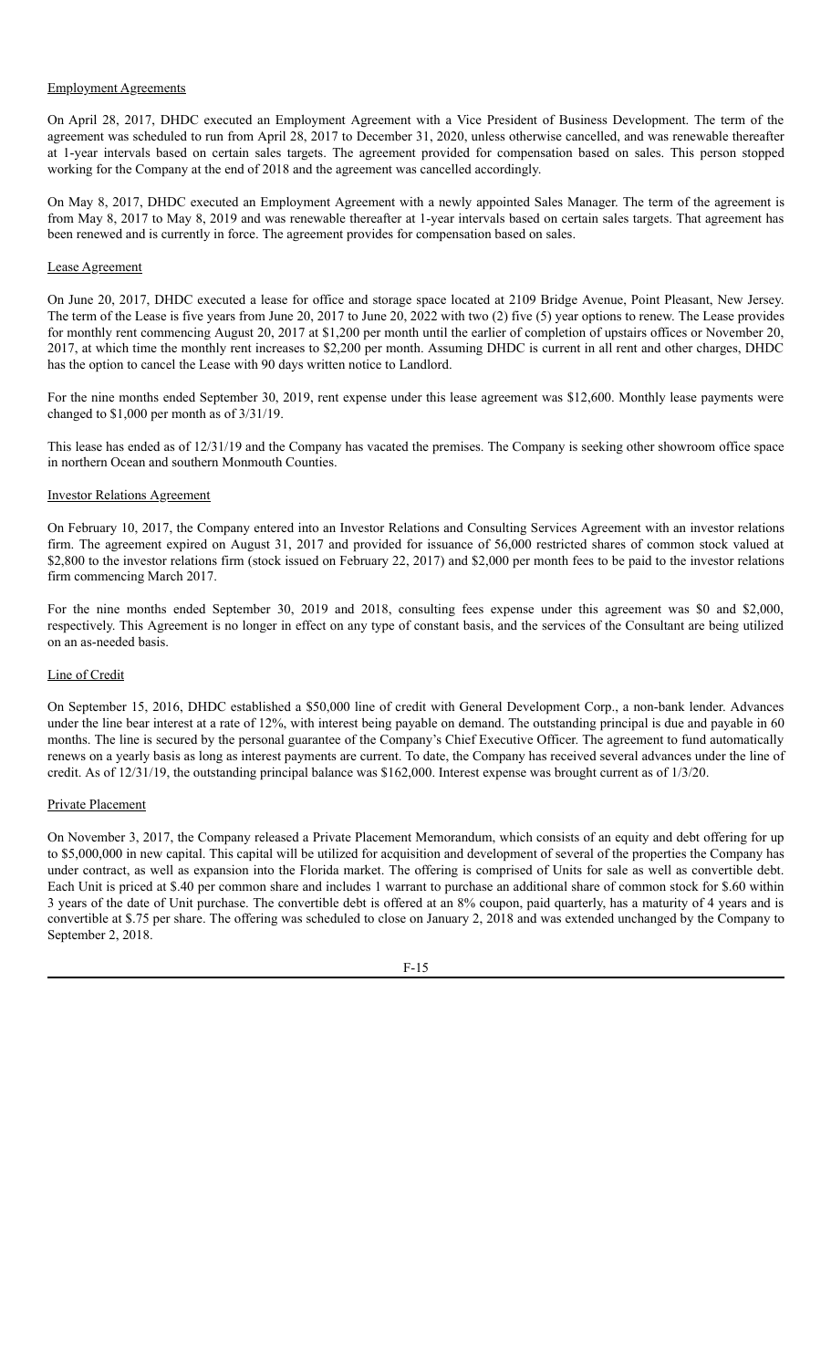Employment Agreements

On April 28, 2017, DHDC executed an Employment Agreement with a Vice President of Business Development. The term of the agreement was scheduled to run from April 28, 2017 to December 31, 2020, unless otherwise cancelled, and was renewable thereafter at 1-year intervals based on certain sales targets. The agreement provided for compensation based on sales. This person stopped working for the Company at the end of 2018 and the agreement was cancelled accordingly.

On May 8, 2017, DHDC executed an Employment Agreement with a newly appointed Sales Manager. The term of the agreement is from May 8, 2017 to May 8, 2019 and was renewable thereafter at 1-year intervals based on certain sales targets. That agreement has been renewed and is currently in force. The agreement provides for compensation based on sales.

Lease Agreement

On June 20, 2017, DHDC executed a lease for office and storage space located at 2109 Bridge Avenue, Point Pleasant, New Jersey. The term of the Lease is five years from June 20, 2017 to June 20, 2022 with two (2) five (5) year options to renew. The Lease provides for monthly rent commencing August 20, 2017 at $1,200 per month until the earlier of completion of upstairs offices or November 20, 2017, at which time the monthly rent increases to $2,200 per month. Assuming DHDC is current in all rent and other charges, DHDC has the option to cancel the Lease with 90 days written notice to Landlord.

For the nine months ended September 30, 2019, rent expense under this lease agreement was $12,600. Monthly lease payments were changed to $1,000 per month as of 3/31/19.

This lease has ended as of 12/31/19 and the Company has vacated the premises. The Company is seeking other showroom office space in northern Ocean and southern Monmouth Counties.

Investor Relations Agreement

On February 10, 2017, the Company entered into an Investor Relations and Consulting Services Agreement with an investor relations firm. The agreement expired on August 31, 2017 and provided for issuance of 56,000 restricted shares of common stock valued at $2,800 to the investor relations firm (stock issued on February 22, 2017) and $2,000 per month fees to be paid to the investor relations firm commencing March 2017.

For the nine months ended September 30, 2019 and 2018, consulting fees expense under this agreement was $0 and $2,000, respectively. This Agreement is no longer in effect on any type of constant basis, and the services of the Consultant are being utilized on an as-needed basis.

Line of Credit

On September 15, 2016, DHDC established a $50,000 line of credit with General Development Corp., a non-bank lender. Advances under the line bear interest at a rate of 12%, with interest being payable on demand. The outstanding principal is due and payable in 60 months. The line is secured by the personal guarantee of the Company's Chief Executive Officer. The agreement to fund automatically renews on a yearly basis as long as interest payments are current. To date, the Company has received several advances under the line of credit. As of 12/31/19, the outstanding principal balance was $162,000. Interest expense was brought current as of 1/3/20.

Private Placement

On November 3, 2017, the Company released a Private Placement Memorandum, which consists of an equity and debt offering for up to $5,000,000 in new capital. This capital will be utilized for acquisition and development of several of the properties the Company has under contract, as well as expansion into the Florida market. The offering is comprised of Units for sale as well as convertible debt. Each Unit is priced at $.40 per common share and includes 1 warrant to purchase an additional share of common stock for $.60 within 3 years of the date of Unit purchase. The convertible debt is offered at an 8% coupon, paid quarterly, has a maturity of 4 years and is convertible at $.75 per share. The offering was scheduled to close on January 2, 2018 and was extended unchanged by the Company to September 2, 2018.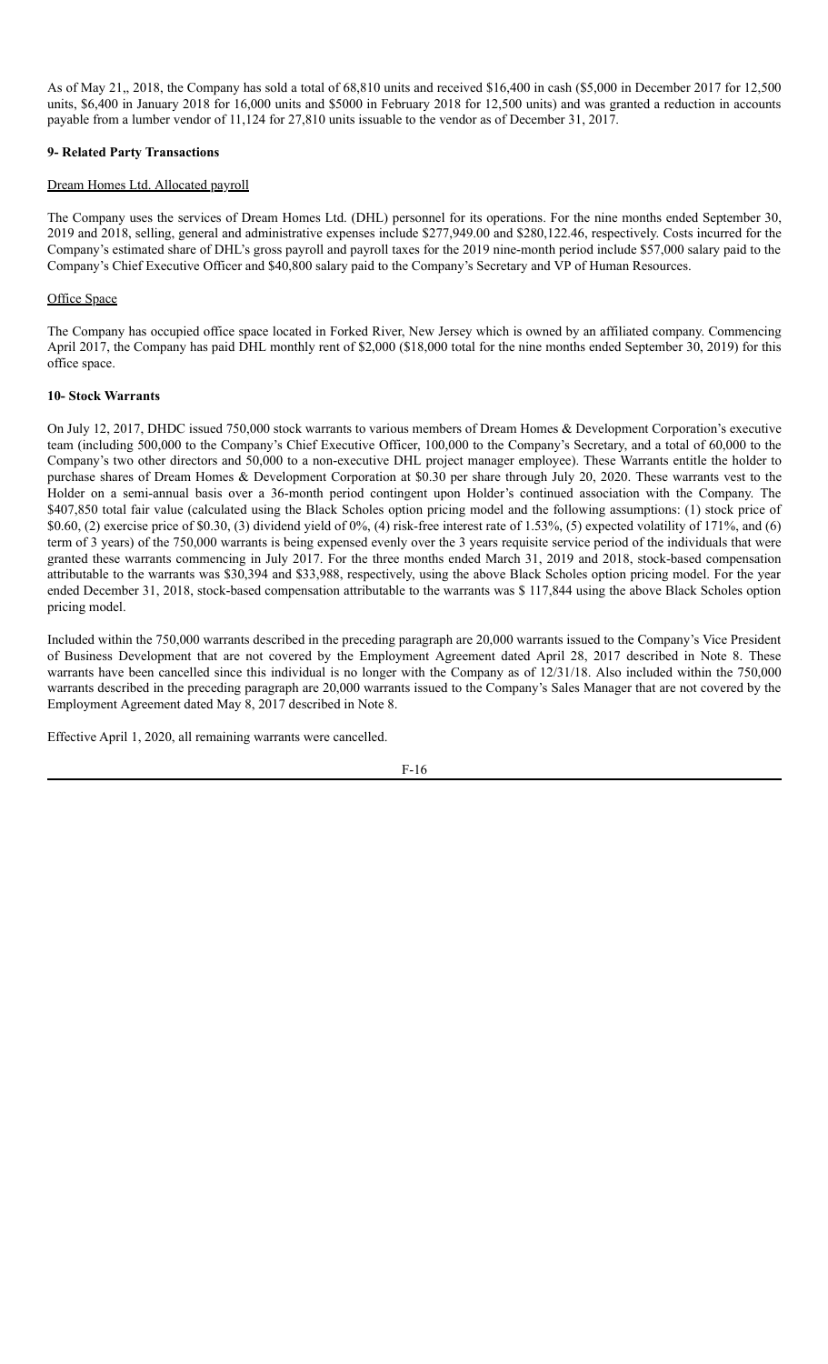As of May 21,, 2018, the Company has sold a total of 68,810 units and received $16,400 in cash ($5,000 in December 2017 for 12,500 units, $6,400 in January 2018 for 16,000 units and $5000 in February 2018 for 12,500 units) and was granted a reduction in accounts payable from a lumber vendor of 11,124 for 27,810 units issuable to the vendor as of December 31, 2017.

**9- Related Party Transactions**

Dream Homes Ltd. Allocated payroll

The Company uses the services of Dream Homes Ltd. (DHL) personnel for its operations. For the nine months ended September 30, 2019 and 2018, selling, general and administrative expenses include $277,949.00 and $280,122.46, respectively. Costs incurred for the Company's estimated share of DHL's gross payroll and payroll taxes for the 2019 nine-month period include $57,000 salary paid to the Company's Chief Executive Officer and $40,800 salary paid to the Company's Secretary and VP of Human Resources.

Office Space

The Company has occupied office space located in Forked River, New Jersey which is owned by an affiliated company. Commencing April 2017, the Company has paid DHL monthly rent of $2,000 ($18,000 total for the nine months ended September 30, 2019) for this office space.

**10- Stock Warrants**

On July 12, 2017, DHDC issued 750,000 stock warrants to various members of Dream Homes & Development Corporation's executive team (including 500,000 to the Company's Chief Executive Officer, 100,000 to the Company's Secretary, and a total of 60,000 to the Company's two other directors and 50,000 to a non-executive DHL project manager employee). These Warrants entitle the holder to purchase shares of Dream Homes & Development Corporation at $0.30 per share through July 20, 2020. These warrants vest to the Holder on a semi-annual basis over a 36-month period contingent upon Holder's continued association with the Company. The $407,850 total fair value (calculated using the Black Scholes option pricing model and the following assumptions: (1) stock price of $0.60, (2) exercise price of $0.30, (3) dividend yield of 0%, (4) risk-free interest rate of 1.53%, (5) expected volatility of 171%, and (6) term of 3 years) of the 750,000 warrants is being expensed evenly over the 3 years requisite service period of the individuals that were granted these warrants commencing in July 2017. For the three months ended March 31, 2019 and 2018, stock-based compensation attributable to the warrants was $30,394 and $33,988, respectively, using the above Black Scholes option pricing model. For the year ended December 31, 2018, stock-based compensation attributable to the warrants was $ 117,844 using the above Black Scholes option pricing model.

Included within the 750,000 warrants described in the preceding paragraph are 20,000 warrants issued to the Company's Vice President of Business Development that are not covered by the Employment Agreement dated April 28, 2017 described in Note 8. These warrants have been cancelled since this individual is no longer with the Company as of 12/31/18. Also included within the 750,000 warrants described in the preceding paragraph are 20,000 warrants issued to the Company's Sales Manager that are not covered by the Employment Agreement dated May 8, 2017 described in Note 8.

Effective April 1, 2020, all remaining warrants were cancelled.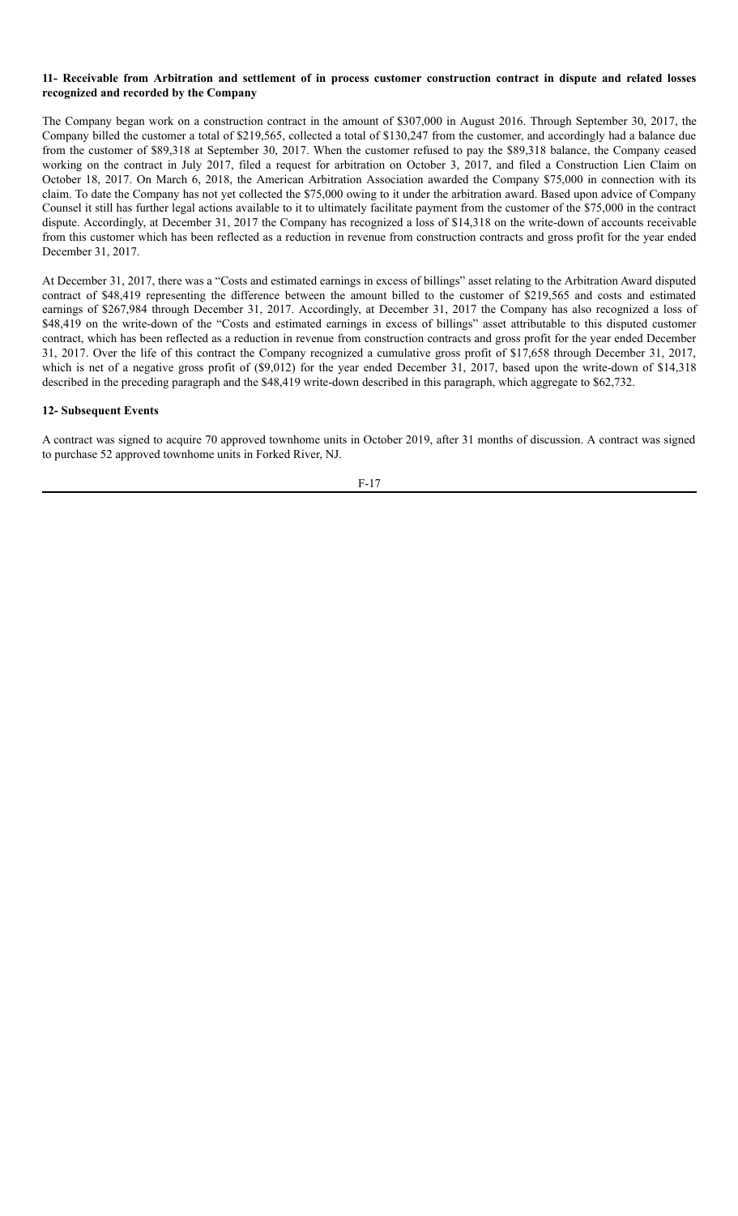**11- Receivable from Arbitration and settlement of in process customer construction contract in dispute and related losses recognized and recorded by the Company**

The Company began work on a construction contract in the amount of $307,000 in August 2016. Through September 30, 2017, the Company billed the customer a total of $219,565, collected a total of $130,247 from the customer, and accordingly had a balance due from the customer of $89,318 at September 30, 2017. When the customer refused to pay the $89,318 balance, the Company ceased working on the contract in July 2017, filed a request for arbitration on October 3, 2017, and filed a Construction Lien Claim on October 18, 2017. On March 6, 2018, the American Arbitration Association awarded the Company $75,000 in connection with its claim. To date the Company has not yet collected the $75,000 owing to it under the arbitration award. Based upon advice of Company Counsel it still has further legal actions available to it to ultimately facilitate payment from the customer of the $75,000 in the contract dispute. Accordingly, at December 31, 2017 the Company has recognized a loss of $14,318 on the write-down of accounts receivable from this customer which has been reflected as a reduction in revenue from construction contracts and gross profit for the year ended December 31, 2017.

At December 31, 2017, there was a "Costs and estimated earnings in excess of billings" asset relating to the Arbitration Award disputed contract of $48,419 representing the difference between the amount billed to the customer of $219,565 and costs and estimated earnings of $267,984 through December 31, 2017. Accordingly, at December 31, 2017 the Company has also recognized a loss of $48,419 on the write-down of the "Costs and estimated earnings in excess of billings" asset attributable to this disputed customer contract, which has been reflected as a reduction in revenue from construction contracts and gross profit for the year ended December 31, 2017. Over the life of this contract the Company recognized a cumulative gross profit of $17,658 through December 31, 2017, which is net of a negative gross profit of ($9,012) for the year ended December 31, 2017, based upon the write-down of $14,318 described in the preceding paragraph and the $48,419 write-down described in this paragraph, which aggregate to $62,732.

**12- Subsequent Events**

A contract was signed to acquire 70 approved townhome units in October 2019, after 31 months of discussion. A contract was signed to purchase 52 approved townhome units in Forked River, NJ.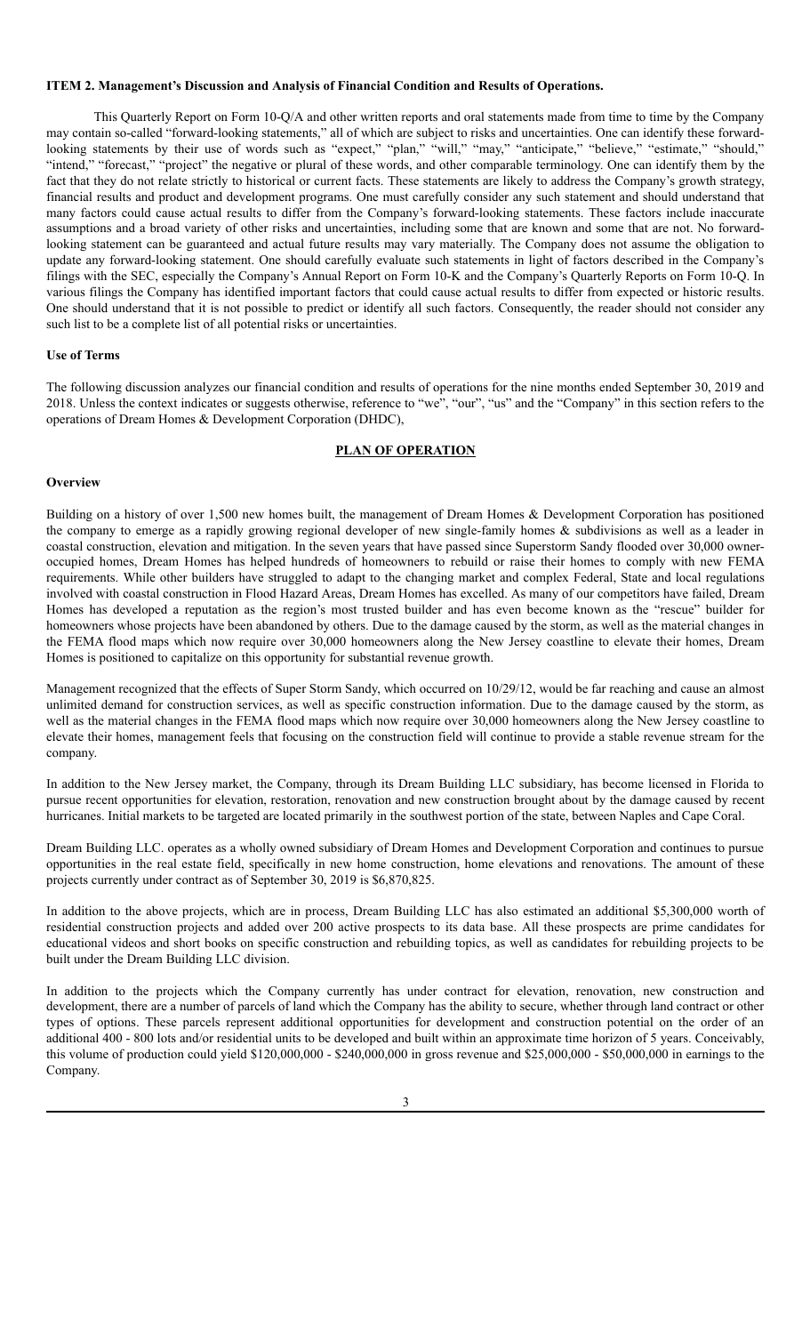**ITEM 2. Management's Discussion and Analysis of Financial Condition and Results of Operations.**

This Quarterly Report on Form 10-Q/A and other written reports and oral statements made from time to time by the Company may contain so-called "forward-looking statements," all of which are subject to risks and uncertainties. One can identify these forward-looking statements by their use of words such as "expect," "plan," "will," "may," "anticipate," "believe," "estimate," "should," "intend," "forecast," "project" the negative or plural of these words, and other comparable terminology. One can identify them by the fact that they do not relate strictly to historical or current facts. These statements are likely to address the Company's growth strategy, financial results and product and development programs. One must carefully consider any such statement and should understand that many factors could cause actual results to differ from the Company's forward-looking statements. These factors include inaccurate assumptions and a broad variety of other risks and uncertainties, including some that are known and some that are not. No forward-looking statement can be guaranteed and actual future results may vary materially. The Company does not assume the obligation to update any forward-looking statement. One should carefully evaluate such statements in light of factors described in the Company's filings with the SEC, especially the Company's Annual Report on Form 10-K and the Company's Quarterly Reports on Form 10-Q. In various filings the Company has identified important factors that could cause actual results to differ from expected or historic results. One should understand that it is not possible to predict or identify all such factors. Consequently, the reader should not consider any such list to be a complete list of all potential risks or uncertainties.

**Use of Terms**

The following discussion analyzes our financial condition and results of operations for the nine months ended September 30, 2019 and 2018. Unless the context indicates or suggests otherwise, reference to "we", "our", "us" and the "Company" in this section refers to the operations of Dream Homes & Development Corporation (DHDC),

## PLAN OF OPERATION

**Overview**

Building on a history of over 1,500 new homes built, the management of Dream Homes & Development Corporation has positioned the company to emerge as a rapidly growing regional developer of new single-family homes & subdivisions as well as a leader in coastal construction, elevation and mitigation. In the seven years that have passed since Superstorm Sandy flooded over 30,000 owner-occupied homes, Dream Homes has helped hundreds of homeowners to rebuild or raise their homes to comply with new FEMA requirements. While other builders have struggled to adapt to the changing market and complex Federal, State and local regulations involved with coastal construction in Flood Hazard Areas, Dream Homes has excelled. As many of our competitors have failed, Dream Homes has developed a reputation as the region's most trusted builder and has even become known as the "rescue" builder for homeowners whose projects have been abandoned by others. Due to the damage caused by the storm, as well as the material changes in the FEMA flood maps which now require over 30,000 homeowners along the New Jersey coastline to elevate their homes, Dream Homes is positioned to capitalize on this opportunity for substantial revenue growth.

Management recognized that the effects of Super Storm Sandy, which occurred on 10/29/12, would be far reaching and cause an almost unlimited demand for construction services, as well as specific construction information. Due to the damage caused by the storm, as well as the material changes in the FEMA flood maps which now require over 30,000 homeowners along the New Jersey coastline to elevate their homes, management feels that focusing on the construction field will continue to provide a stable revenue stream for the company.

In addition to the New Jersey market, the Company, through its Dream Building LLC subsidiary, has become licensed in Florida to pursue recent opportunities for elevation, restoration, renovation and new construction brought about by the damage caused by recent hurricanes. Initial markets to be targeted are located primarily in the southwest portion of the state, between Naples and Cape Coral.

Dream Building LLC. operates as a wholly owned subsidiary of Dream Homes and Development Corporation and continues to pursue opportunities in the real estate field, specifically in new home construction, home elevations and renovations. The amount of these projects currently under contract as of September 30, 2019 is $6,870,825.

In addition to the above projects, which are in process, Dream Building LLC has also estimated an additional $5,300,000 worth of residential construction projects and added over 200 active prospects to its data base. All these prospects are prime candidates for educational videos and short books on specific construction and rebuilding topics, as well as candidates for rebuilding projects to be built under the Dream Building LLC division.

In addition to the projects which the Company currently has under contract for elevation, renovation, new construction and development, there are a number of parcels of land which the Company has the ability to secure, whether through land contract or other types of options. These parcels represent additional opportunities for development and construction potential on the order of an additional 400 - 800 lots and/or residential units to be developed and built within an approximate time horizon of 5 years. Conceivably, this volume of production could yield $120,000,000 - $240,000,000 in gross revenue and $25,000,000 - $50,000,000 in earnings to the Company.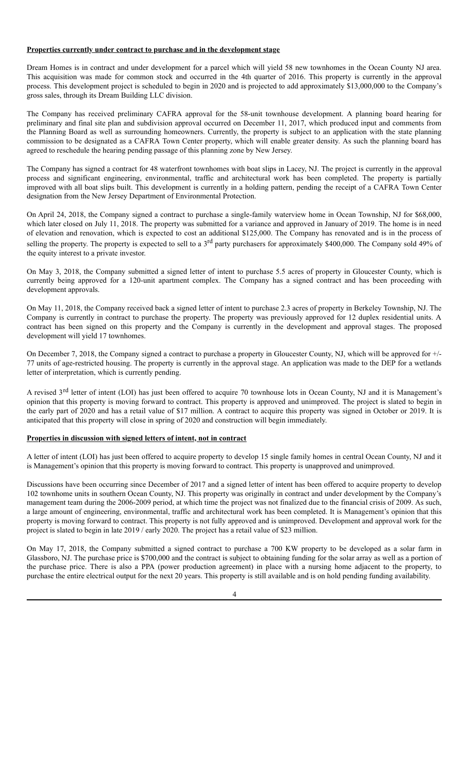**Properties currently under contract to purchase and in the development stage**

Dream Homes is in contract and under development for a parcel which will yield 58 new townhomes in the Ocean County NJ area. This acquisition was made for common stock and occurred in the 4th quarter of 2016. This property is currently in the approval process. This development project is scheduled to begin in 2020 and is projected to add approximately $13,000,000 to the Company's gross sales, through its Dream Building LLC division.

The Company has received preliminary CAFRA approval for the 58-unit townhouse development. A planning board hearing for preliminary and final site plan and subdivision approval occurred on December 11, 2017, which produced input and comments from the Planning Board as well as surrounding homeowners. Currently, the property is subject to an application with the state planning commission to be designated as a CAFRA Town Center property, which will enable greater density. As such the planning board has agreed to reschedule the hearing pending passage of this planning zone by New Jersey.

The Company has signed a contract for 48 waterfront townhomes with boat slips in Lacey, NJ. The project is currently in the approval process and significant engineering, environmental, traffic and architectural work has been completed. The property is partially improved with all boat slips built. This development is currently in a holding pattern, pending the receipt of a CAFRA Town Center designation from the New Jersey Department of Environmental Protection.

On April 24, 2018, the Company signed a contract to purchase a single-family waterview home in Ocean Township, NJ for $68,000, which later closed on July 11, 2018. The property was submitted for a variance and approved in January of 2019. The home is in need of elevation and renovation, which is expected to cost an additional $125,000. The Company has renovated and is in the process of selling the property. The property is expected to sell to a 3rd party purchasers for approximately $400,000. The Company sold 49% of the equity interest to a private investor.

On May 3, 2018, the Company submitted a signed letter of intent to purchase 5.5 acres of property in Gloucester County, which is currently being approved for a 120-unit apartment complex. The Company has a signed contract and has been proceeding with development approvals.

On May 11, 2018, the Company received back a signed letter of intent to purchase 2.3 acres of property in Berkeley Township, NJ. The Company is currently in contract to purchase the property. The property was previously approved for 12 duplex residential units. A contract has been signed on this property and the Company is currently in the development and approval stages. The proposed development will yield 17 townhomes.

On December 7, 2018, the Company signed a contract to purchase a property in Gloucester County, NJ, which will be approved for +/- 77 units of age-restricted housing. The property is currently in the approval stage. An application was made to the DEP for a wetlands letter of interpretation, which is currently pending.

A revised 3rd letter of intent (LOI) has just been offered to acquire 70 townhouse lots in Ocean County, NJ and it is Management's opinion that this property is moving forward to contract. This property is approved and unimproved. The project is slated to begin in the early part of 2020 and has a retail value of $17 million. A contract to acquire this property was signed in October or 2019. It is anticipated that this property will close in spring of 2020 and construction will begin immediately.

**Properties in discussion with signed letters of intent, not in contract**

A letter of intent (LOI) has just been offered to acquire property to develop 15 single family homes in central Ocean County, NJ and it is Management's opinion that this property is moving forward to contract. This property is unapproved and unimproved.

Discussions have been occurring since December of 2017 and a signed letter of intent has been offered to acquire property to develop 102 townhome units in southern Ocean County, NJ. This property was originally in contract and under development by the Company's management team during the 2006-2009 period, at which time the project was not finalized due to the financial crisis of 2009. As such, a large amount of engineering, environmental, traffic and architectural work has been completed. It is Management's opinion that this property is moving forward to contract. This property is not fully approved and is unimproved. Development and approval work for the project is slated to begin in late 2019 / early 2020. The project has a retail value of $23 million.

On May 17, 2018, the Company submitted a signed contract to purchase a 700 KW property to be developed as a solar farm in Glassboro, NJ. The purchase price is $700,000 and the contract is subject to obtaining funding for the solar array as well as a portion of the purchase price. There is also a PPA (power production agreement) in place with a nursing home adjacent to the property, to purchase the entire electrical output for the next 20 years. This property is still available and is on hold pending funding availability.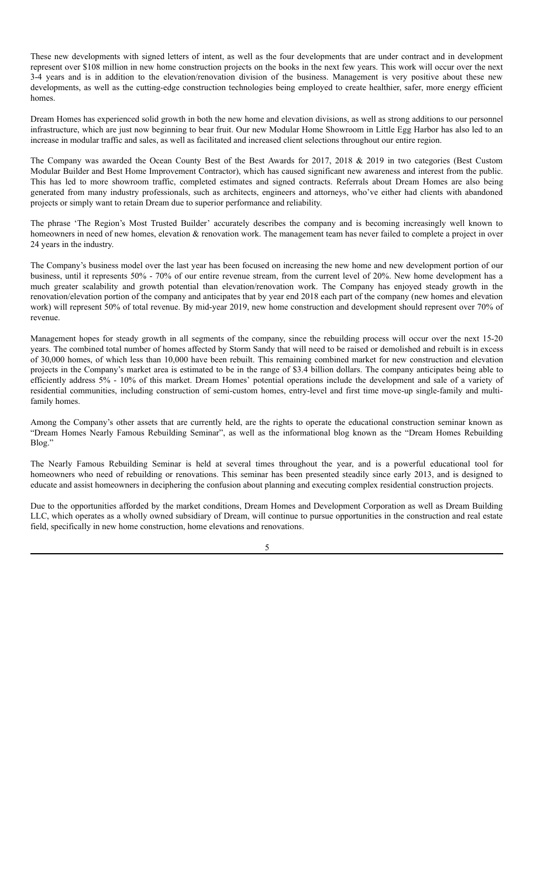These new developments with signed letters of intent, as well as the four developments that are under contract and in development represent over $108 million in new home construction projects on the books in the next few years. This work will occur over the next 3-4 years and is in addition to the elevation/renovation division of the business. Management is very positive about these new developments, as well as the cutting-edge construction technologies being employed to create healthier, safer, more energy efficient homes.

Dream Homes has experienced solid growth in both the new home and elevation divisions, as well as strong additions to our personnel infrastructure, which are just now beginning to bear fruit. Our new Modular Home Showroom in Little Egg Harbor has also led to an increase in modular traffic and sales, as well as facilitated and increased client selections throughout our entire region.

The Company was awarded the Ocean County Best of the Best Awards for 2017, 2018 & 2019 in two categories (Best Custom Modular Builder and Best Home Improvement Contractor), which has caused significant new awareness and interest from the public. This has led to more showroom traffic, completed estimates and signed contracts. Referrals about Dream Homes are also being generated from many industry professionals, such as architects, engineers and attorneys, who've either had clients with abandoned projects or simply want to retain Dream due to superior performance and reliability.

The phrase 'The Region's Most Trusted Builder' accurately describes the company and is becoming increasingly well known to homeowners in need of new homes, elevation & renovation work. The management team has never failed to complete a project in over 24 years in the industry.

The Company's business model over the last year has been focused on increasing the new home and new development portion of our business, until it represents 50% - 70% of our entire revenue stream, from the current level of 20%. New home development has a much greater scalability and growth potential than elevation/renovation work. The Company has enjoyed steady growth in the renovation/elevation portion of the company and anticipates that by year end 2018 each part of the company (new homes and elevation work) will represent 50% of total revenue. By mid-year 2019, new home construction and development should represent over 70% of revenue.

Management hopes for steady growth in all segments of the company, since the rebuilding process will occur over the next 15-20 years. The combined total number of homes affected by Storm Sandy that will need to be raised or demolished and rebuilt is in excess of 30,000 homes, of which less than 10,000 have been rebuilt. This remaining combined market for new construction and elevation projects in the Company's market area is estimated to be in the range of $3.4 billion dollars. The company anticipates being able to efficiently address 5% - 10% of this market. Dream Homes' potential operations include the development and sale of a variety of residential communities, including construction of semi-custom homes, entry-level and first time move-up single-family and multi-family homes.

Among the Company's other assets that are currently held, are the rights to operate the educational construction seminar known as "Dream Homes Nearly Famous Rebuilding Seminar", as well as the informational blog known as the "Dream Homes Rebuilding Blog."

The Nearly Famous Rebuilding Seminar is held at several times throughout the year, and is a powerful educational tool for homeowners who need of rebuilding or renovations. This seminar has been presented steadily since early 2013, and is designed to educate and assist homeowners in deciphering the confusion about planning and executing complex residential construction projects.

Due to the opportunities afforded by the market conditions, Dream Homes and Development Corporation as well as Dream Building LLC, which operates as a wholly owned subsidiary of Dream, will continue to pursue opportunities in the construction and real estate field, specifically in new home construction, home elevations and renovations.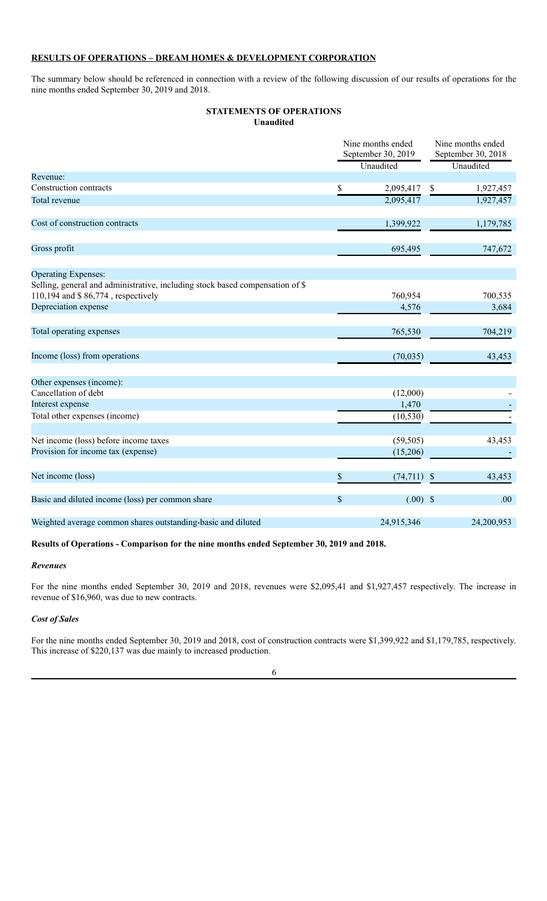**RESULTS OF OPERATIONS – DREAM HOMES & DEVELOPMENT CORPORATION**

The summary below should be referenced in connection with a review of the following discussion of our results of operations for the nine months ended September 30, 2019 and 2018.

**STATEMENTS OF OPERATIONS**
**Unaudited**

| | Nine months ended September 30, 2019 | Nine months ended September 30, 2018 |
|---|---|---|
| | Unaudited | Unaudited |
| Revenue: | | |
| Construction contracts | $ 2,095,417 | $ 1,927,457 |
| Total revenue | 2,095,417 | 1,927,457 |
| | | |
| Cost of construction contracts | 1,399,922 | 1,179,785 |
| | | |
| Gross profit | 695,495 | 747,672 |
| | | |
| Operating Expenses: | | |
| Selling, general and administrative, including stock based compensation of $ 110,194 and $ 86,774 , respectively | 760,954 | 700,535 |
| Depreciation expense | 4,576 | 3,684 |
| | | |
| Total operating expenses | 765,530 | 704,219 |
| | | |
| Income (loss) from operations | (70,035) | 43,453 |
| | | |
| Other expenses (income): | | |
| Cancellation of debt | (12,000) | - |
| Interest expense | 1,470 | - |
| Total other expenses (income) | (10,530) | - |
| | | |
| Net income (loss) before income taxes | (59,505) | 43,453 |
| Provision for income tax (expense) | (15,206) | - |
| | | |
| Net income (loss) | $ (74,711) | $ 43,453 |
| | | |
| Basic and diluted income (loss) per common share | $ (.00) | $ .00 |
| | | |
| Weighted average common shares outstanding-basic and diluted | 24,915,346 | 24,200,953 |

**Results of Operations - Comparison for the nine months ended September 30, 2019 and 2018.**

***Revenues***

For the nine months ended September 30, 2019 and 2018, revenues were $2,095,41 and $1,927,457 respectively. The increase in revenue of $16,960, was due to new contracts.

***Cost of Sales***

For the nine months ended September 30, 2019 and 2018, cost of construction contracts were $1,399,922 and $1,179,785, respectively. This increase of $220,137 was due mainly to increased production.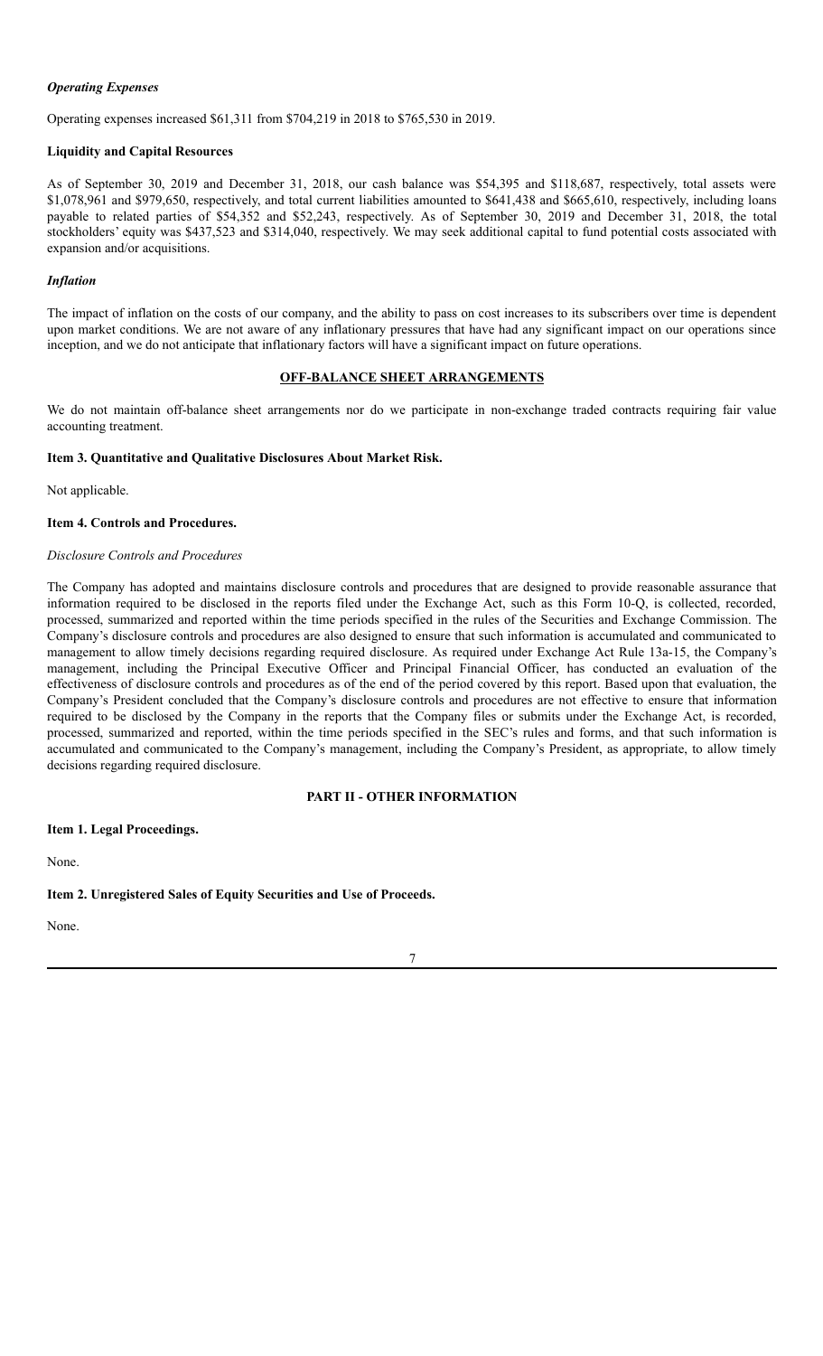### *Operating Expenses*

Operating expenses increased $61,311 from $704,219 in 2018 to $765,530 in 2019.

### Liquidity and Capital Resources

As of September 30, 2019 and December 31, 2018, our cash balance was $54,395 and $118,687, respectively, total assets were $1,078,961 and $979,650, respectively, and total current liabilities amounted to $641,438 and $665,610, respectively, including loans payable to related parties of $54,352 and $52,243, respectively. As of September 30, 2019 and December 31, 2018, the total stockholders' equity was $437,523 and $314,040, respectively. We may seek additional capital to fund potential costs associated with expansion and/or acquisitions.

### *Inflation*

The impact of inflation on the costs of our company, and the ability to pass on cost increases to its subscribers over time is dependent upon market conditions. We are not aware of any inflationary pressures that have had any significant impact on our operations since inception, and we do not anticipate that inflationary factors will have a significant impact on future operations.

## OFF-BALANCE SHEET ARRANGEMENTS

We do not maintain off-balance sheet arrangements nor do we participate in non-exchange traded contracts requiring fair value accounting treatment.

### Item 3. Quantitative and Qualitative Disclosures About Market Risk.

Not applicable.

### Item 4. Controls and Procedures.

*Disclosure Controls and Procedures*

The Company has adopted and maintains disclosure controls and procedures that are designed to provide reasonable assurance that information required to be disclosed in the reports filed under the Exchange Act, such as this Form 10-Q, is collected, recorded, processed, summarized and reported within the time periods specified in the rules of the Securities and Exchange Commission. The Company's disclosure controls and procedures are also designed to ensure that such information is accumulated and communicated to management to allow timely decisions regarding required disclosure. As required under Exchange Act Rule 13a-15, the Company's management, including the Principal Executive Officer and Principal Financial Officer, has conducted an evaluation of the effectiveness of disclosure controls and procedures as of the end of the period covered by this report. Based upon that evaluation, the Company's President concluded that the Company's disclosure controls and procedures are not effective to ensure that information required to be disclosed by the Company in the reports that the Company files or submits under the Exchange Act, is recorded, processed, summarized and reported, within the time periods specified in the SEC's rules and forms, and that such information is accumulated and communicated to the Company's management, including the Company's President, as appropriate, to allow timely decisions regarding required disclosure.

## PART II - OTHER INFORMATION

### Item 1. Legal Proceedings.

None.

### Item 2. Unregistered Sales of Equity Securities and Use of Proceeds.

None.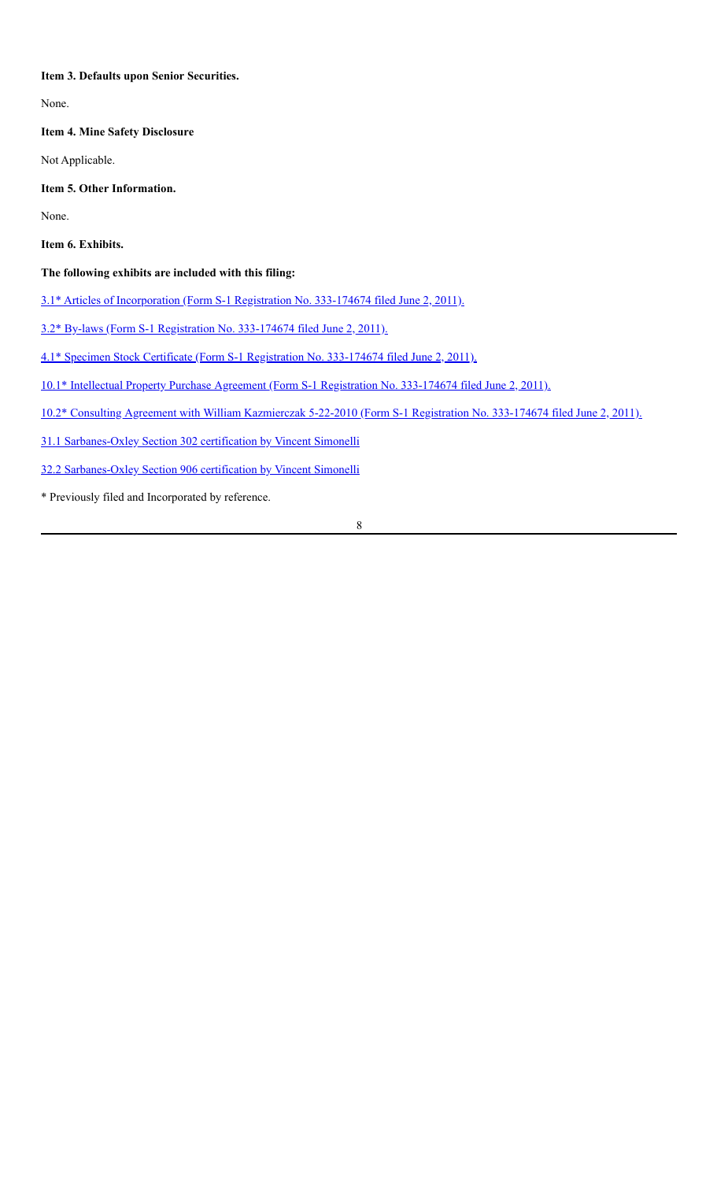**Item 3. Defaults upon Senior Securities.**

None.

**Item 4. Mine Safety Disclosure**

Not Applicable.

**Item 5. Other Information.**

None.

**Item 6. Exhibits.**

**The following exhibits are included with this filing:**

3.1* Articles of Incorporation (Form S-1 Registration No. 333-174674 filed June 2, 2011).

3.2* By-laws (Form S-1 Registration No. 333-174674 filed June 2, 2011).

4.1* Specimen Stock Certificate (Form S-1 Registration No. 333-174674 filed June 2, 2011).

10.1* Intellectual Property Purchase Agreement (Form S-1 Registration No. 333-174674 filed June 2, 2011).

10.2* Consulting Agreement with William Kazmierczak 5-22-2010 (Form S-1 Registration No. 333-174674 filed June 2, 2011).

31.1 Sarbanes-Oxley Section 302 certification by Vincent Simonelli

32.2 Sarbanes-Oxley Section 906 certification by Vincent Simonelli

* Previously filed and Incorporated by reference.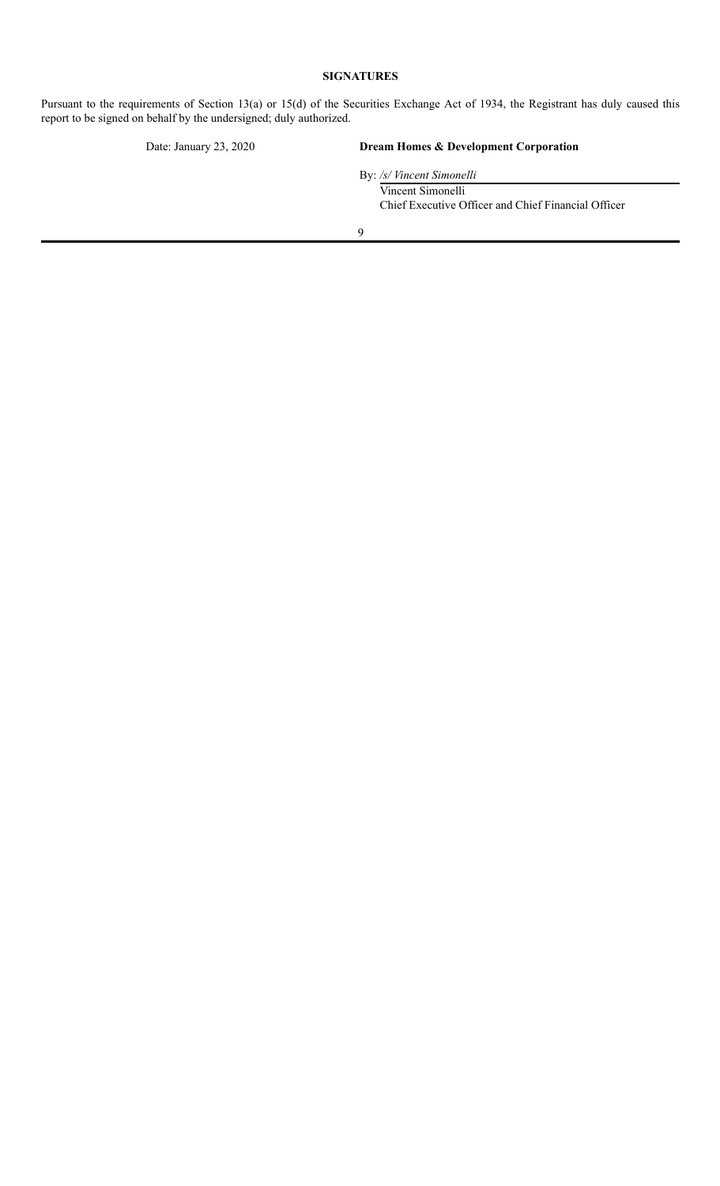## SIGNATURES

Pursuant to the requirements of Section 13(a) or 15(d) of the Securities Exchange Act of 1934, the Registrant has duly caused this report to be signed on behalf by the undersigned; duly authorized.

Date: January 23, 2020

**Dream Homes & Development Corporation**

By: */s/ Vincent Simonelli*

Vincent Simonelli
Chief Executive Officer and Chief Financial Officer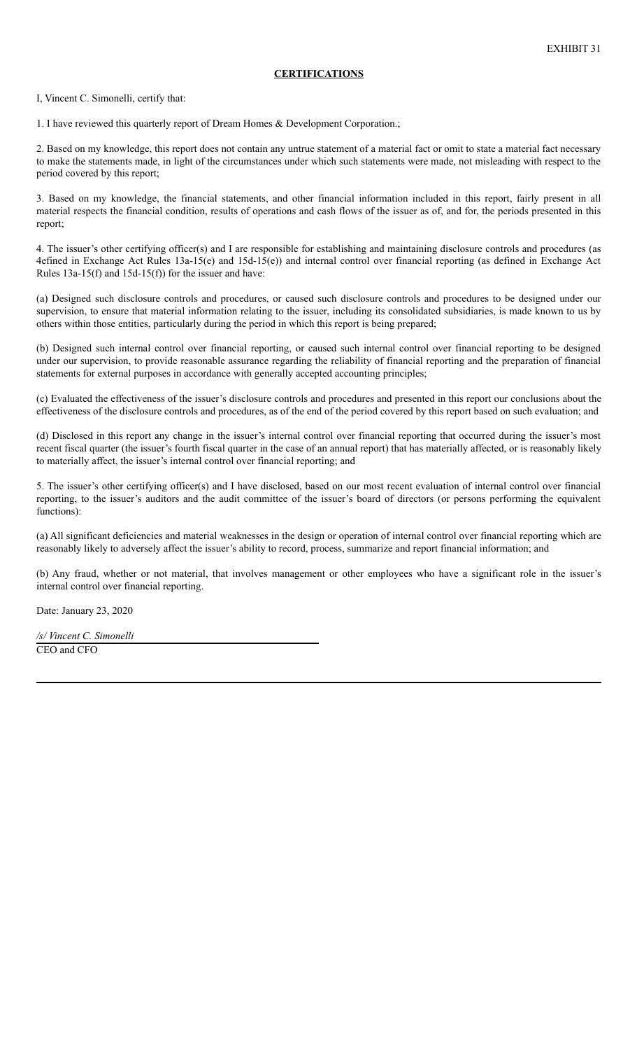EXHIBIT 31

**CERTIFICATIONS**

I, Vincent C. Simonelli, certify that:

1. I have reviewed this quarterly report of Dream Homes & Development Corporation.;

2. Based on my knowledge, this report does not contain any untrue statement of a material fact or omit to state a material fact necessary to make the statements made, in light of the circumstances under which such statements were made, not misleading with respect to the period covered by this report;

3. Based on my knowledge, the financial statements, and other financial information included in this report, fairly present in all material respects the financial condition, results of operations and cash flows of the issuer as of, and for, the periods presented in this report;

4. The issuer's other certifying officer(s) and I are responsible for establishing and maintaining disclosure controls and procedures (as 4efined in Exchange Act Rules 13a-15(e) and 15d-15(e)) and internal control over financial reporting (as defined in Exchange Act Rules 13a-15(f) and 15d-15(f)) for the issuer and have:

(a) Designed such disclosure controls and procedures, or caused such disclosure controls and procedures to be designed under our supervision, to ensure that material information relating to the issuer, including its consolidated subsidiaries, is made known to us by others within those entities, particularly during the period in which this report is being prepared;

(b) Designed such internal control over financial reporting, or caused such internal control over financial reporting to be designed under our supervision, to provide reasonable assurance regarding the reliability of financial reporting and the preparation of financial statements for external purposes in accordance with generally accepted accounting principles;

(c) Evaluated the effectiveness of the issuer's disclosure controls and procedures and presented in this report our conclusions about the effectiveness of the disclosure controls and procedures, as of the end of the period covered by this report based on such evaluation; and

(d) Disclosed in this report any change in the issuer's internal control over financial reporting that occurred during the issuer's most recent fiscal quarter (the issuer's fourth fiscal quarter in the case of an annual report) that has materially affected, or is reasonably likely to materially affect, the issuer's internal control over financial reporting; and

5. The issuer's other certifying officer(s) and I have disclosed, based on our most recent evaluation of internal control over financial reporting, to the issuer's auditors and the audit committee of the issuer's board of directors (or persons performing the equivalent functions):

(a) All significant deficiencies and material weaknesses in the design or operation of internal control over financial reporting which are reasonably likely to adversely affect the issuer's ability to record, process, summarize and report financial information; and

(b) Any fraud, whether or not material, that involves management or other employees who have a significant role in the issuer's internal control over financial reporting.

Date: January 23, 2020

*/s/ Vincent C. Simonelli*

CEO and CFO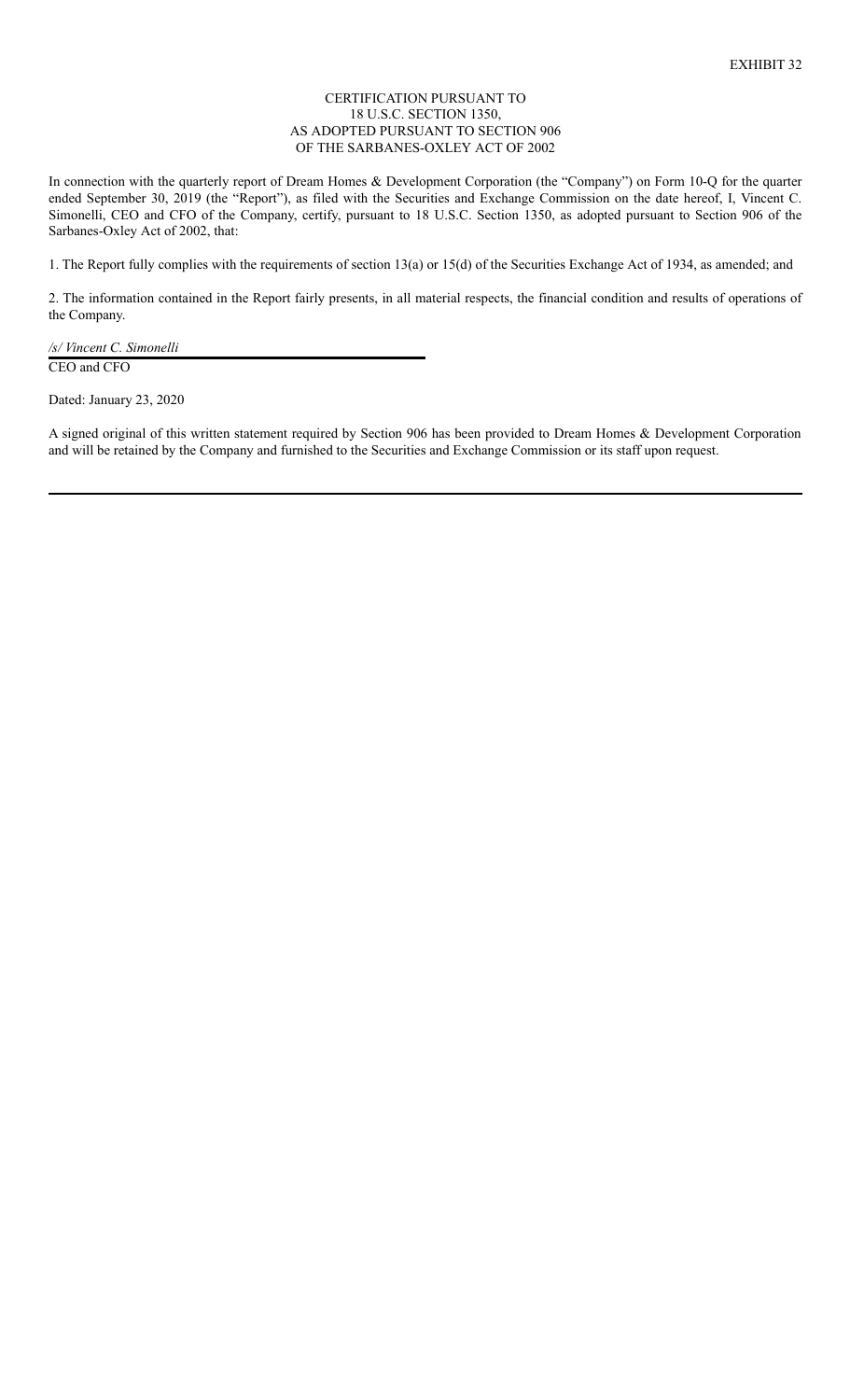EXHIBIT 32

CERTIFICATION PURSUANT TO
18 U.S.C. SECTION 1350,
AS ADOPTED PURSUANT TO SECTION 906
OF THE SARBANES-OXLEY ACT OF 2002

In connection with the quarterly report of Dream Homes & Development Corporation (the "Company") on Form 10-Q for the quarter ended September 30, 2019 (the "Report"), as filed with the Securities and Exchange Commission on the date hereof, I, Vincent C. Simonelli, CEO and CFO of the Company, certify, pursuant to 18 U.S.C. Section 1350, as adopted pursuant to Section 906 of the Sarbanes-Oxley Act of 2002, that:

1. The Report fully complies with the requirements of section 13(a) or 15(d) of the Securities Exchange Act of 1934, as amended; and

2. The information contained in the Report fairly presents, in all material respects, the financial condition and results of operations of the Company.

*/s/ Vincent C. Simonelli*
CEO and CFO

Dated: January 23, 2020

A signed original of this written statement required by Section 906 has been provided to Dream Homes & Development Corporation and will be retained by the Company and furnished to the Securities and Exchange Commission or its staff upon request.